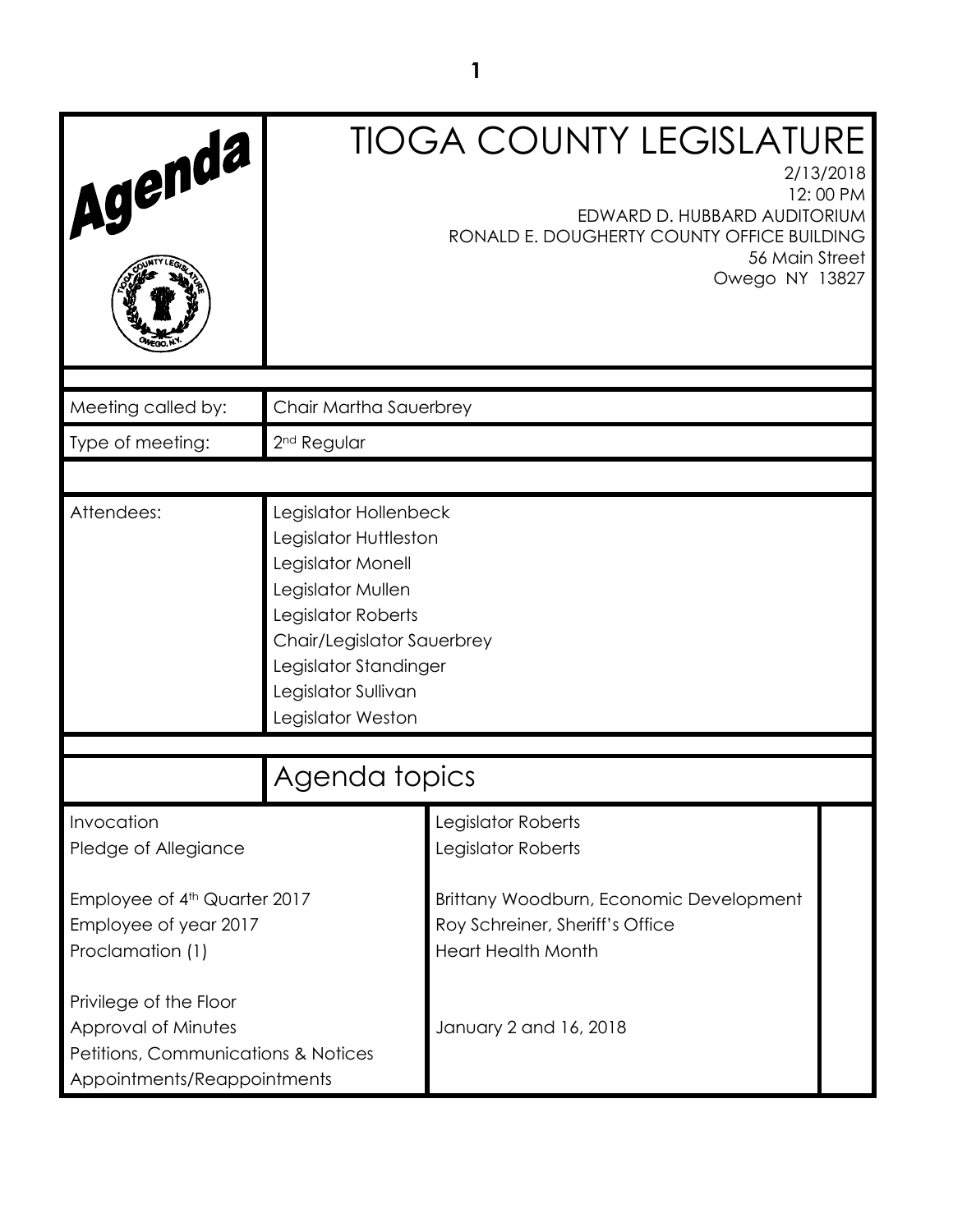# Agenda

# TIOGA COUNTY LEGISLATURE

2/13/2018
12: 00 PM
EDWARD D. HUBBARD AUDITORIUM
RONALD E. DOUGHERTY COUNTY OFFICE BUILDING
56 Main Street
Owego NY 13827

| | |
|---|---|
| Meeting called by: | Chair Martha Sauerbrey |
| Type of meeting: | 2nd Regular |
| Attendees: | Legislator Hollenbeck<br>Legislator Huttleston<br>Legislator Monell<br>Legislator Mullen<br>Legislator Roberts<br>Chair/Legislator Sauerbrey<br>Legislator Standinger<br>Legislator Sullivan<br>Legislator Weston |

## Agenda topics

| | |
|---|---|
| Invocation | Legislator Roberts |
| Pledge of Allegiance | Legislator Roberts |
| Employee of 4th Quarter 2017 | Brittany Woodburn, Economic Development |
| Employee of year 2017 | Roy Schreiner, Sheriff's Office |
| Proclamation (1) | Heart Health Month |
| Privilege of the Floor | |
| Approval of Minutes | January 2 and 16, 2018 |
| Petitions, Communications & Notices | |
| Appointments/Reappointments | |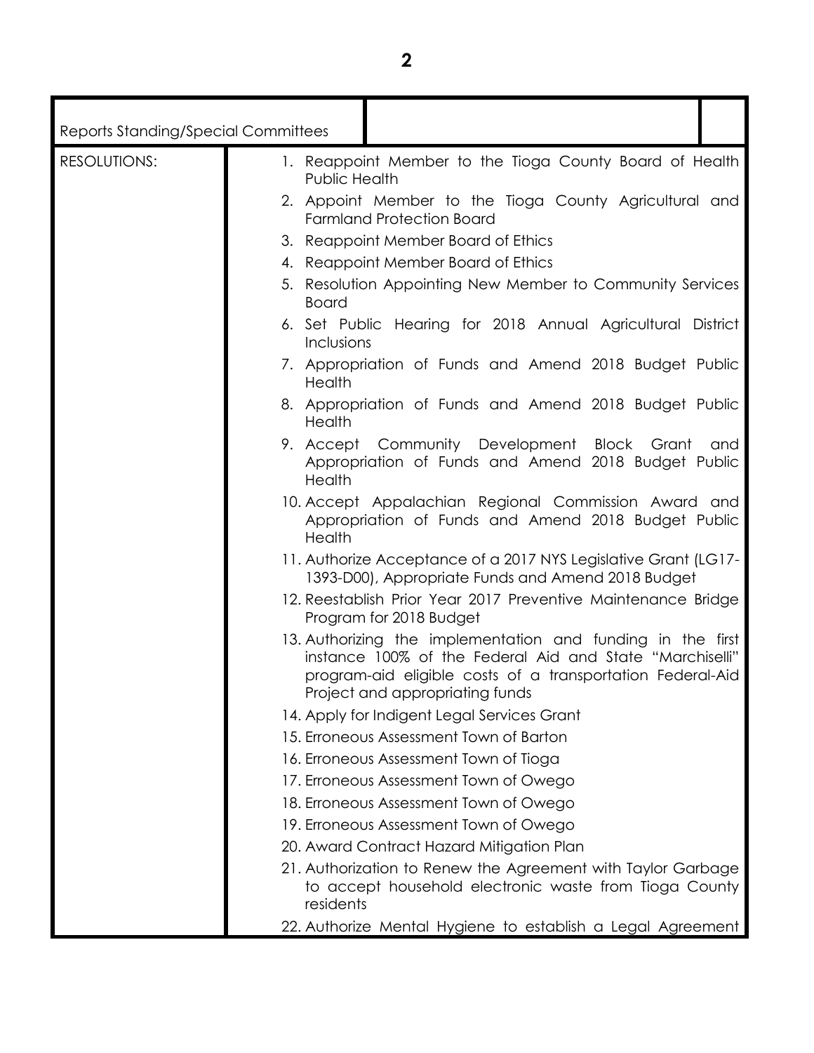| Reports Standing/Special Committees | | |
|---|---|---|
| RESOLUTIONS: | 1. Reappoint Member to the Tioga County Board of Health Public Health<br>2. Appoint Member to the Tioga County Agricultural and Farmland Protection Board<br>3. Reappoint Member Board of Ethics<br>4. Reappoint Member Board of Ethics<br>5. Resolution Appointing New Member to Community Services Board<br>6. Set Public Hearing for 2018 Annual Agricultural District Inclusions<br>7. Appropriation of Funds and Amend 2018 Budget Public Health<br>8. Appropriation of Funds and Amend 2018 Budget Public Health<br>9. Accept Community Development Block Grant and Appropriation of Funds and Amend 2018 Budget Public Health<br>10. Accept Appalachian Regional Commission Award and Appropriation of Funds and Amend 2018 Budget Public Health<br>11. Authorize Acceptance of a 2017 NYS Legislative Grant (LG17-1393-D00), Appropriate Funds and Amend 2018 Budget<br>12. Reestablish Prior Year 2017 Preventive Maintenance Bridge Program for 2018 Budget<br>13. Authorizing the implementation and funding in the first instance 100% of the Federal Aid and State "Marchiselli" program-aid eligible costs of a transportation Federal-Aid Project and appropriating funds<br>14. Apply for Indigent Legal Services Grant<br>15. Erroneous Assessment Town of Barton<br>16. Erroneous Assessment Town of Tioga<br>17. Erroneous Assessment Town of Owego<br>18. Erroneous Assessment Town of Owego<br>19. Erroneous Assessment Town of Owego<br>20. Award Contract Hazard Mitigation Plan<br>21. Authorization to Renew the Agreement with Taylor Garbage to accept household electronic waste from Tioga County residents<br>22. Authorize Mental Hygiene to establish a Legal Agreement | |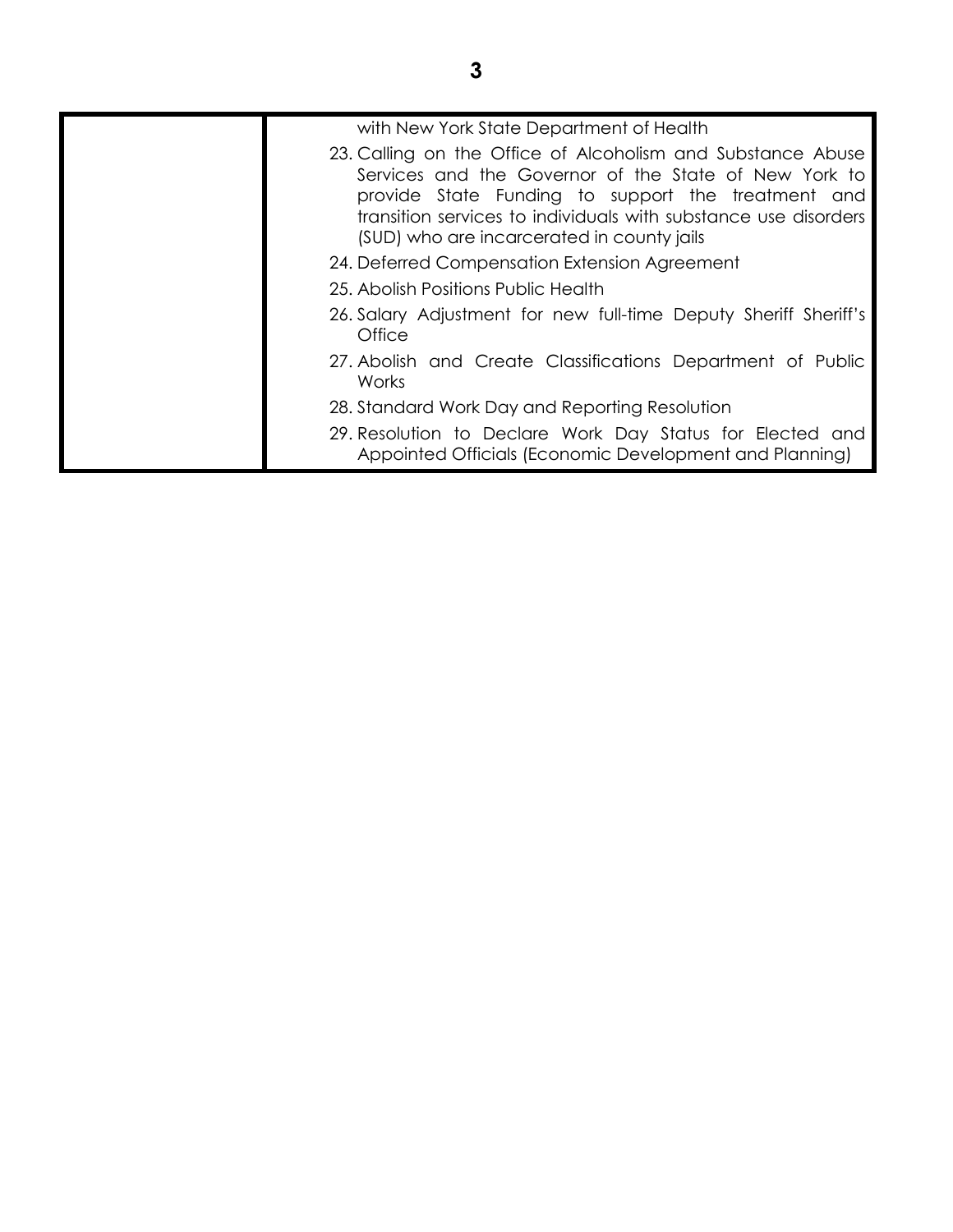| | |
|---|---|
| | with New York State Department of Health<br>23. Calling on the Office of Alcoholism and Substance Abuse Services and the Governor of the State of New York to provide State Funding to support the treatment and transition services to individuals with substance use disorders (SUD) who are incarcerated in county jails<br>24. Deferred Compensation Extension Agreement<br>25. Abolish Positions Public Health<br>26. Salary Adjustment for new full-time Deputy Sheriff Sheriff's Office<br>27. Abolish and Create Classifications Department of Public Works<br>28. Standard Work Day and Reporting Resolution<br>29. Resolution to Declare Work Day Status for Elected and Appointed Officials (Economic Development and Planning) |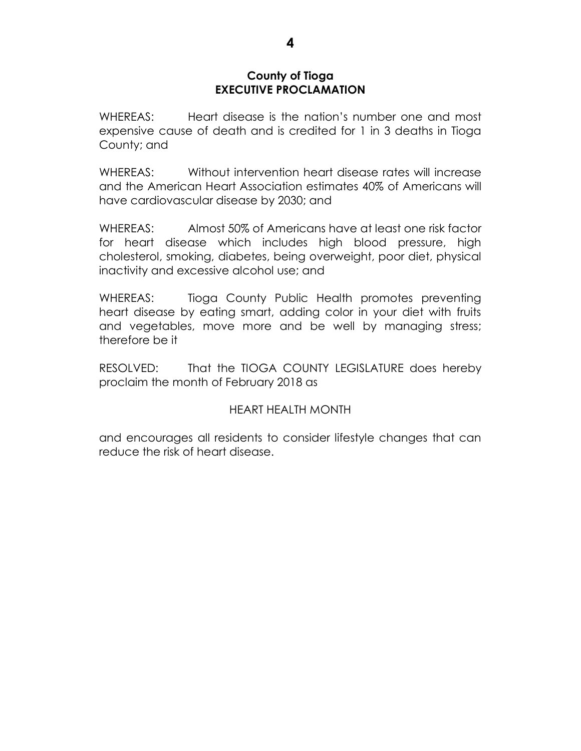## County of Tioga
## EXECUTIVE PROCLAMATION

WHEREAS: Heart disease is the nation's number one and most expensive cause of death and is credited for 1 in 3 deaths in Tioga County; and

WHEREAS: Without intervention heart disease rates will increase and the American Heart Association estimates 40% of Americans will have cardiovascular disease by 2030; and

WHEREAS: Almost 50% of Americans have at least one risk factor for heart disease which includes high blood pressure, high cholesterol, smoking, diabetes, being overweight, poor diet, physical inactivity and excessive alcohol use; and

WHEREAS: Tioga County Public Health promotes preventing heart disease by eating smart, adding color in your diet with fruits and vegetables, move more and be well by managing stress; therefore be it

RESOLVED: That the TIOGA COUNTY LEGISLATURE does hereby proclaim the month of February 2018 as

HEART HEALTH MONTH

and encourages all residents to consider lifestyle changes that can reduce the risk of heart disease.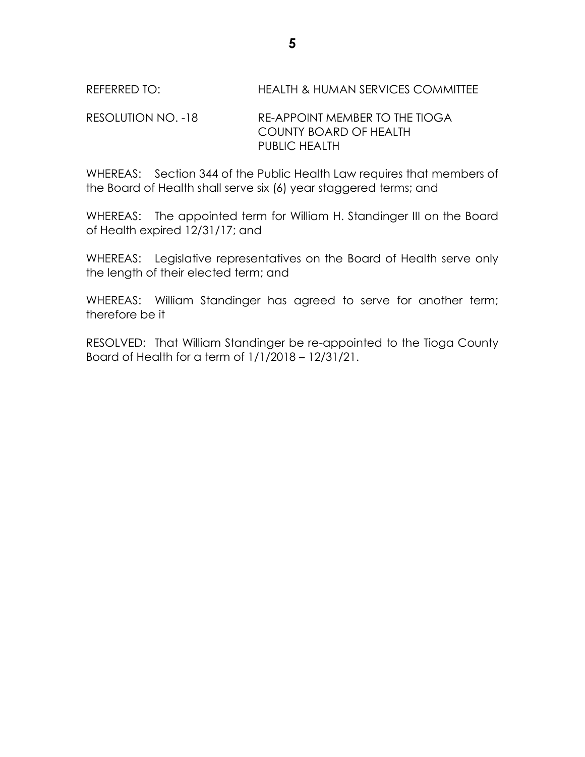REFERRED TO: HEALTH & HUMAN SERVICES COMMITTEE

RESOLUTION NO. -18 RE-APPOINT MEMBER TO THE TIOGA COUNTY BOARD OF HEALTH PUBLIC HEALTH

WHEREAS: Section 344 of the Public Health Law requires that members of the Board of Health shall serve six (6) year staggered terms; and

WHEREAS: The appointed term for William H. Standinger III on the Board of Health expired 12/31/17; and

WHEREAS: Legislative representatives on the Board of Health serve only the length of their elected term; and

WHEREAS: William Standinger has agreed to serve for another term; therefore be it

RESOLVED: That William Standinger be re-appointed to the Tioga County Board of Health for a term of 1/1/2018 – 12/31/21.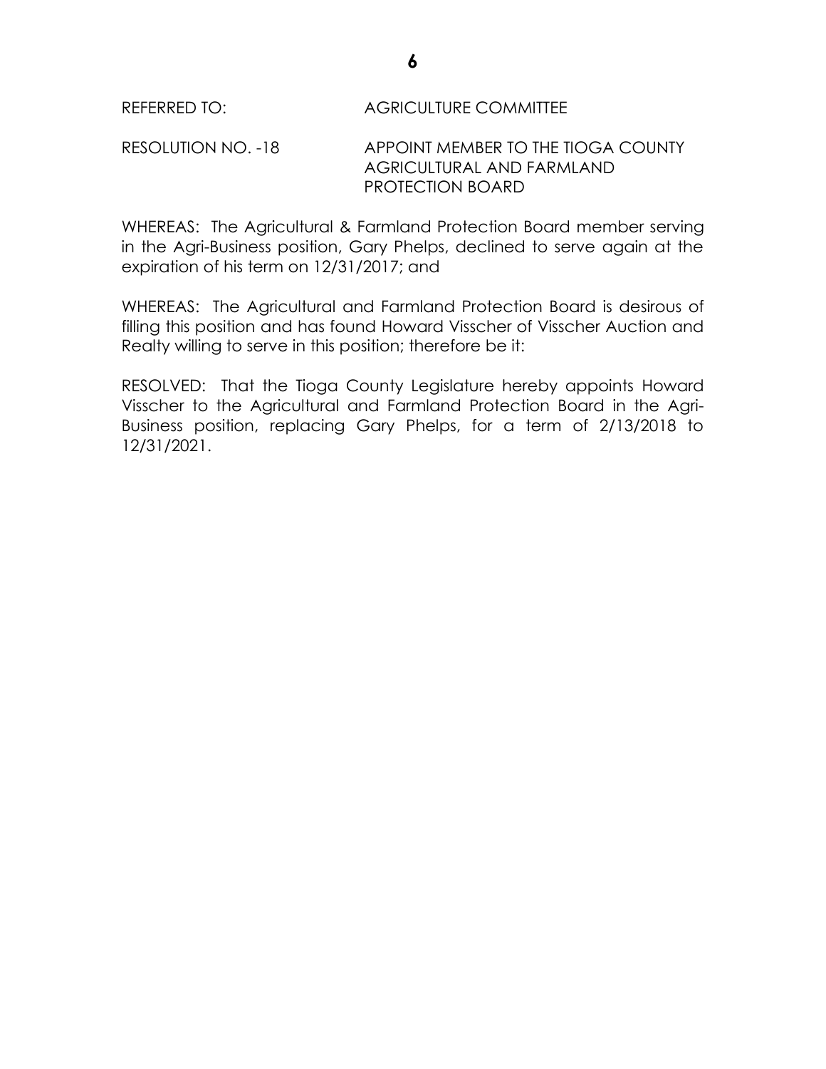REFERRED TO: AGRICULTURE COMMITTEE

RESOLUTION NO. -18 APPOINT MEMBER TO THE TIOGA COUNTY AGRICULTURAL AND FARMLAND PROTECTION BOARD

WHEREAS: The Agricultural & Farmland Protection Board member serving in the Agri-Business position, Gary Phelps, declined to serve again at the expiration of his term on 12/31/2017; and

WHEREAS: The Agricultural and Farmland Protection Board is desirous of filling this position and has found Howard Visscher of Visscher Auction and Realty willing to serve in this position; therefore be it:

RESOLVED: That the Tioga County Legislature hereby appoints Howard Visscher to the Agricultural and Farmland Protection Board in the Agri-Business position, replacing Gary Phelps, for a term of 2/13/2018 to 12/31/2021.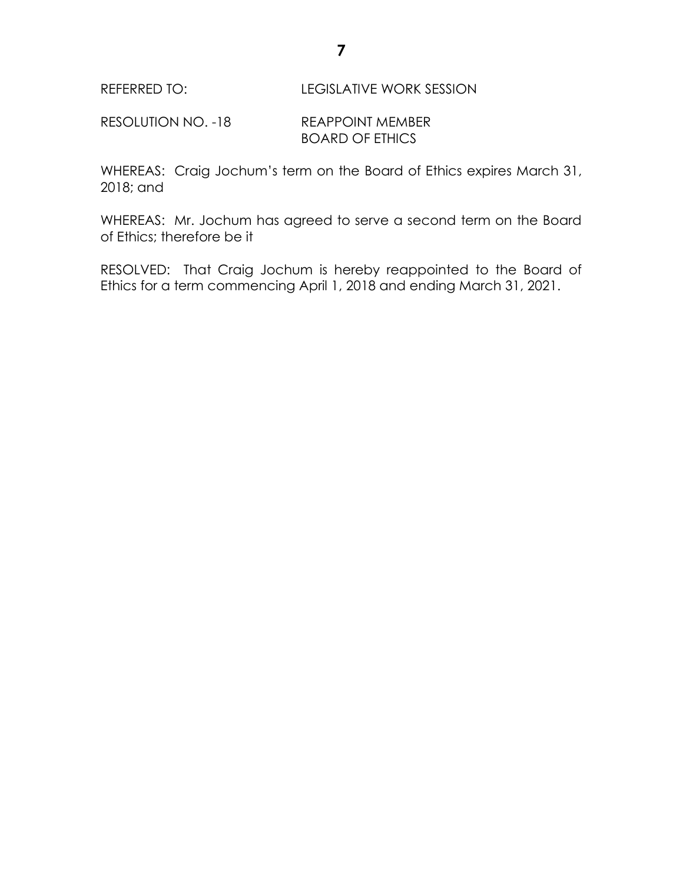REFERRED TO: LEGISLATIVE WORK SESSION

RESOLUTION NO. -18 REAPPOINT MEMBER BOARD OF ETHICS

WHEREAS: Craig Jochum's term on the Board of Ethics expires March 31, 2018; and

WHEREAS: Mr. Jochum has agreed to serve a second term on the Board of Ethics; therefore be it

RESOLVED: That Craig Jochum is hereby reappointed to the Board of Ethics for a term commencing April 1, 2018 and ending March 31, 2021.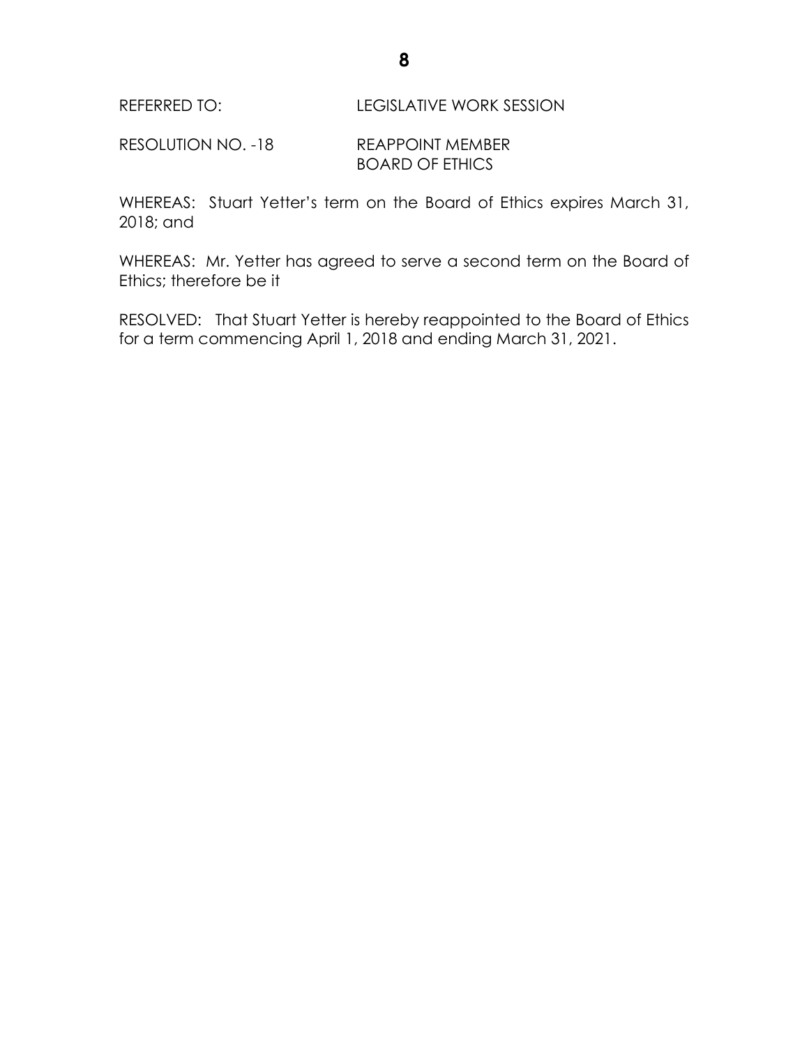REFERRED TO: LEGISLATIVE WORK SESSION

RESOLUTION NO. -18 REAPPOINT MEMBER BOARD OF ETHICS

WHEREAS: Stuart Yetter's term on the Board of Ethics expires March 31, 2018; and

WHEREAS: Mr. Yetter has agreed to serve a second term on the Board of Ethics; therefore be it

RESOLVED: That Stuart Yetter is hereby reappointed to the Board of Ethics for a term commencing April 1, 2018 and ending March 31, 2021.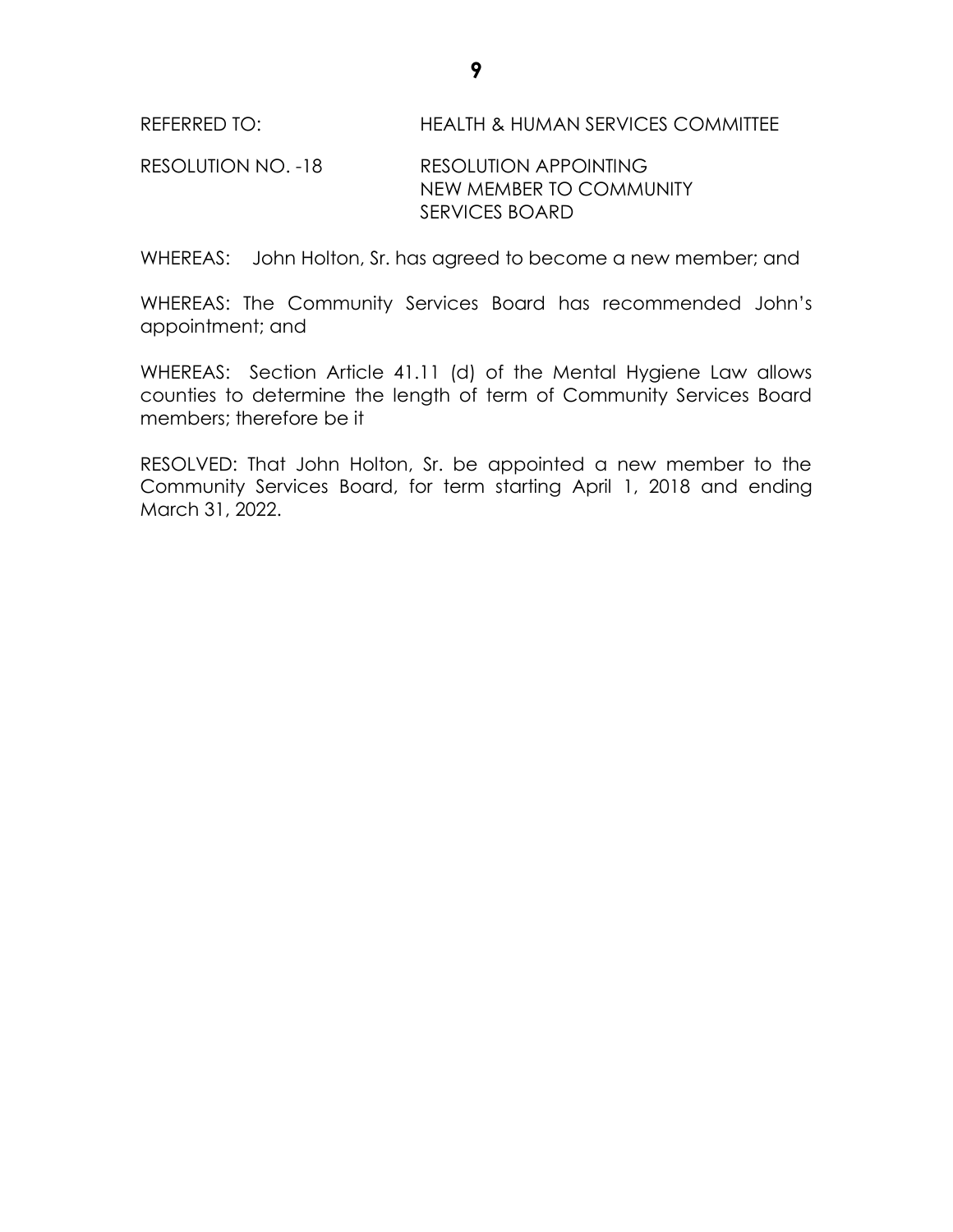REFERRED TO: HEALTH & HUMAN SERVICES COMMITTEE

RESOLUTION NO. -18 RESOLUTION APPOINTING NEW MEMBER TO COMMUNITY SERVICES BOARD

WHEREAS: John Holton, Sr. has agreed to become a new member; and

WHEREAS: The Community Services Board has recommended John's appointment; and

WHEREAS: Section Article 41.11 (d) of the Mental Hygiene Law allows counties to determine the length of term of Community Services Board members; therefore be it

RESOLVED: That John Holton, Sr. be appointed a new member to the Community Services Board, for term starting April 1, 2018 and ending March 31, 2022.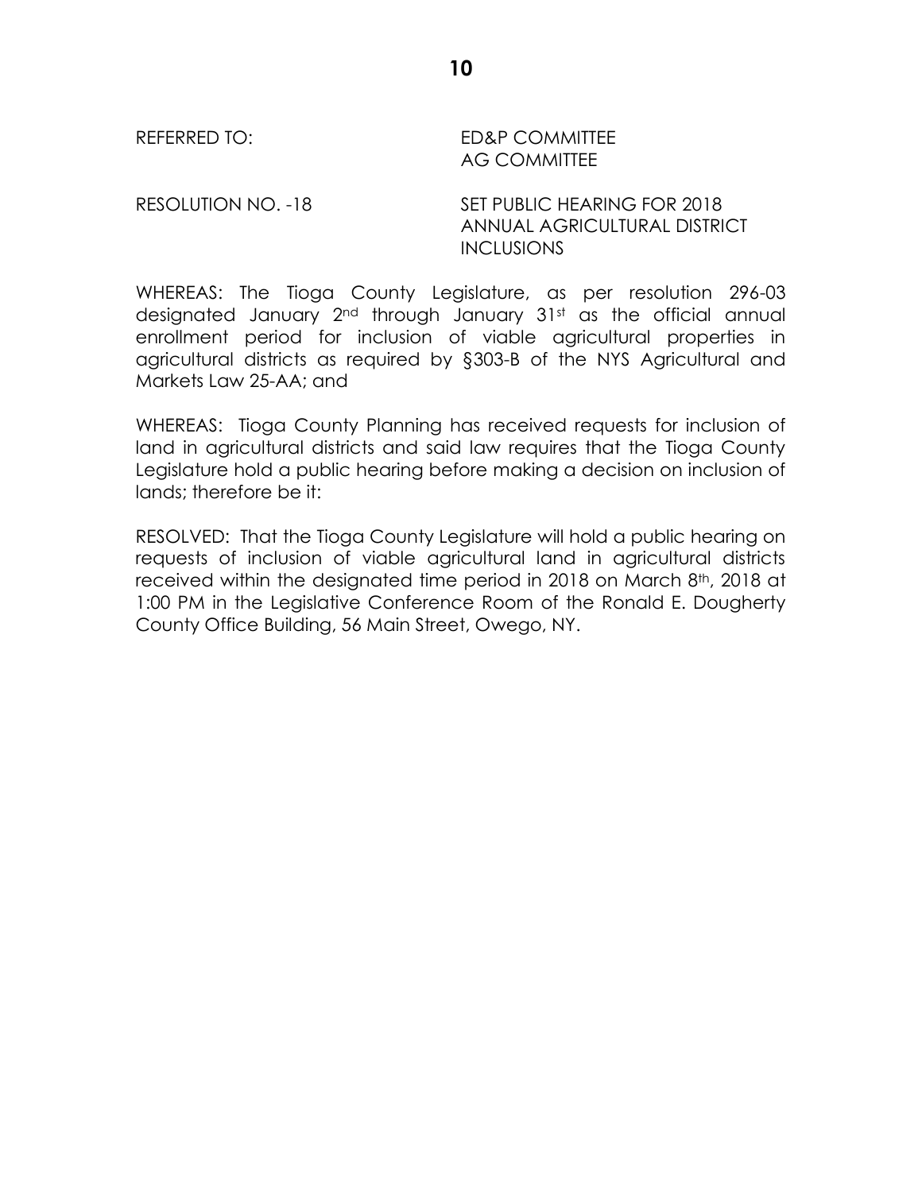REFERRED TO: ED&P COMMITTEE
AG COMMITTEE

RESOLUTION NO. -18 SET PUBLIC HEARING FOR 2018 ANNUAL AGRICULTURAL DISTRICT INCLUSIONS

WHEREAS: The Tioga County Legislature, as per resolution 296-03 designated January 2nd through January 31st as the official annual enrollment period for inclusion of viable agricultural properties in agricultural districts as required by §303-B of the NYS Agricultural and Markets Law 25-AA; and

WHEREAS: Tioga County Planning has received requests for inclusion of land in agricultural districts and said law requires that the Tioga County Legislature hold a public hearing before making a decision on inclusion of lands; therefore be it:

RESOLVED: That the Tioga County Legislature will hold a public hearing on requests of inclusion of viable agricultural land in agricultural districts received within the designated time period in 2018 on March 8th, 2018 at 1:00 PM in the Legislative Conference Room of the Ronald E. Dougherty County Office Building, 56 Main Street, Owego, NY.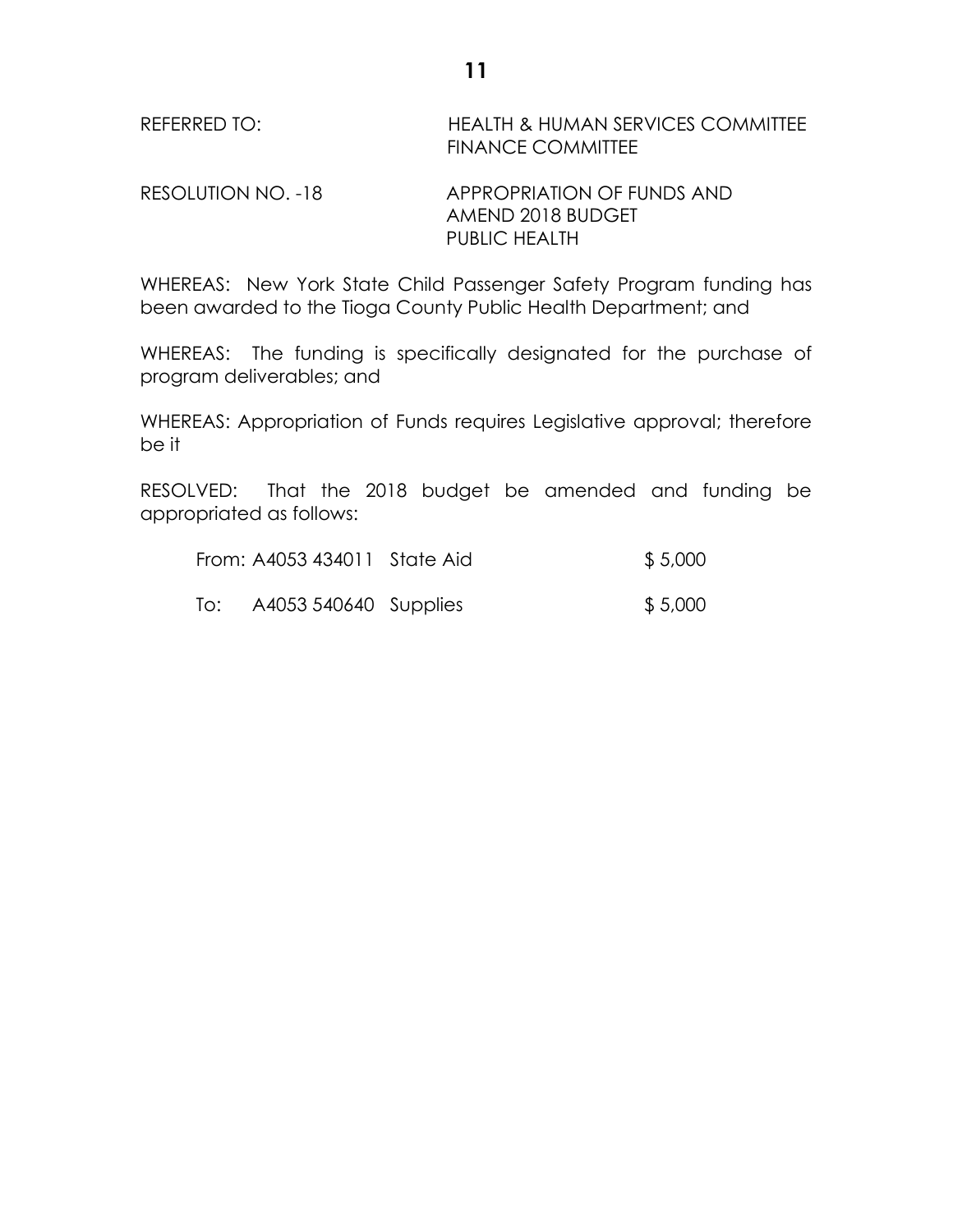REFERRED TO: HEALTH & HUMAN SERVICES COMMITTEE
FINANCE COMMITTEE

RESOLUTION NO. -18 APPROPRIATION OF FUNDS AND
AMEND 2018 BUDGET
PUBLIC HEALTH

WHEREAS: New York State Child Passenger Safety Program funding has been awarded to the Tioga County Public Health Department; and

WHEREAS: The funding is specifically designated for the purchase of program deliverables; and

WHEREAS: Appropriation of Funds requires Legislative approval; therefore be it

RESOLVED: That the 2018 budget be amended and funding be appropriated as follows:

| | | | |
|---|---|---|---|
| From: | A4053 434011 | State Aid | $ 5,000 |
| To: | A4053 540640 | Supplies | $ 5,000 |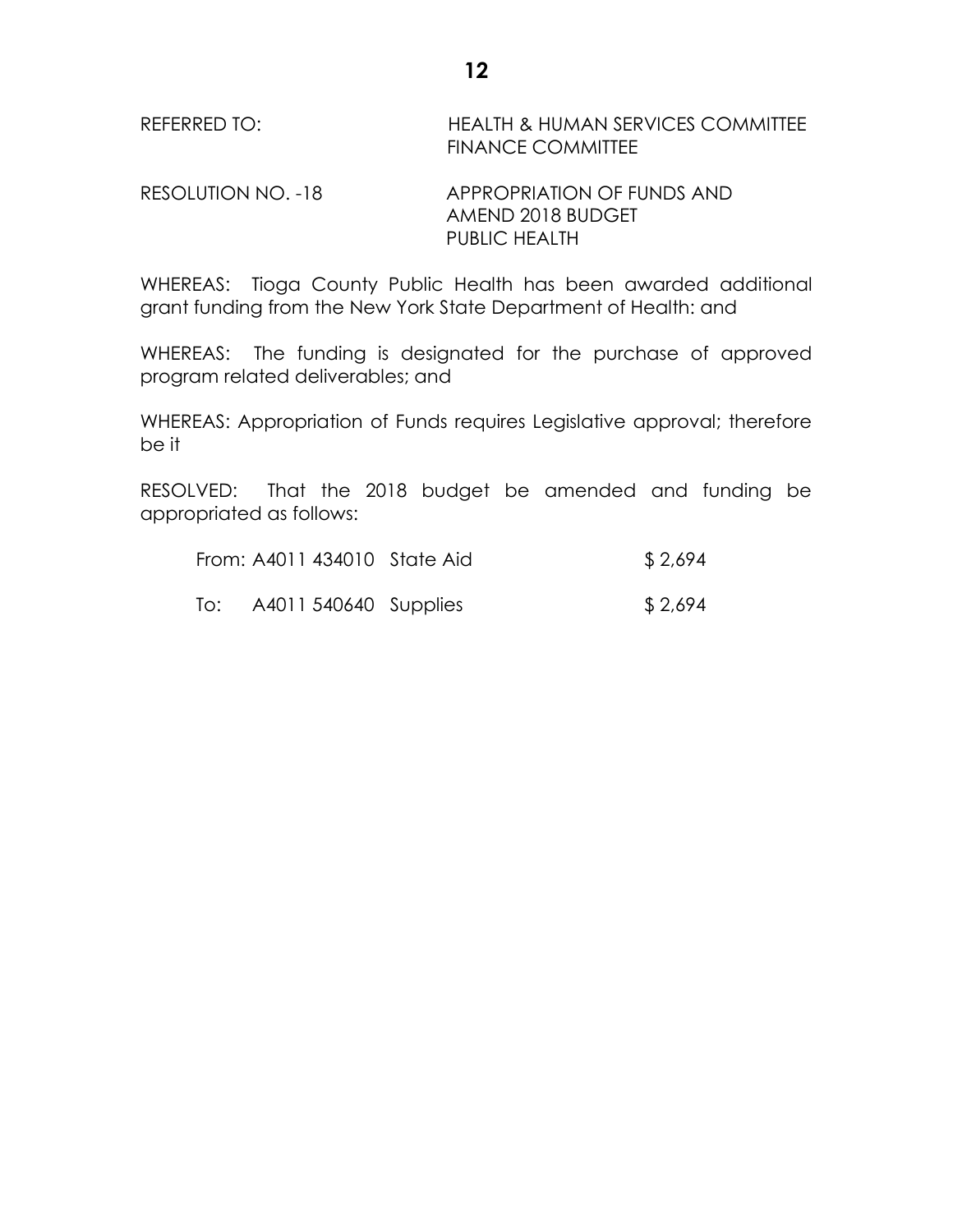REFERRED TO: HEALTH & HUMAN SERVICES COMMITTEE
FINANCE COMMITTEE

RESOLUTION NO. -18 APPROPRIATION OF FUNDS AND
AMEND 2018 BUDGET
PUBLIC HEALTH

WHEREAS: Tioga County Public Health has been awarded additional grant funding from the New York State Department of Health: and

WHEREAS: The funding is designated for the purchase of approved program related deliverables; and

WHEREAS: Appropriation of Funds requires Legislative approval; therefore be it

RESOLVED: That the 2018 budget be amended and funding be appropriated as follows:

| | | | |
|---|---|---|---|
| From: | A4011 434010 | State Aid | $ 2,694 |
| To: | A4011 540640 | Supplies | $ 2,694 |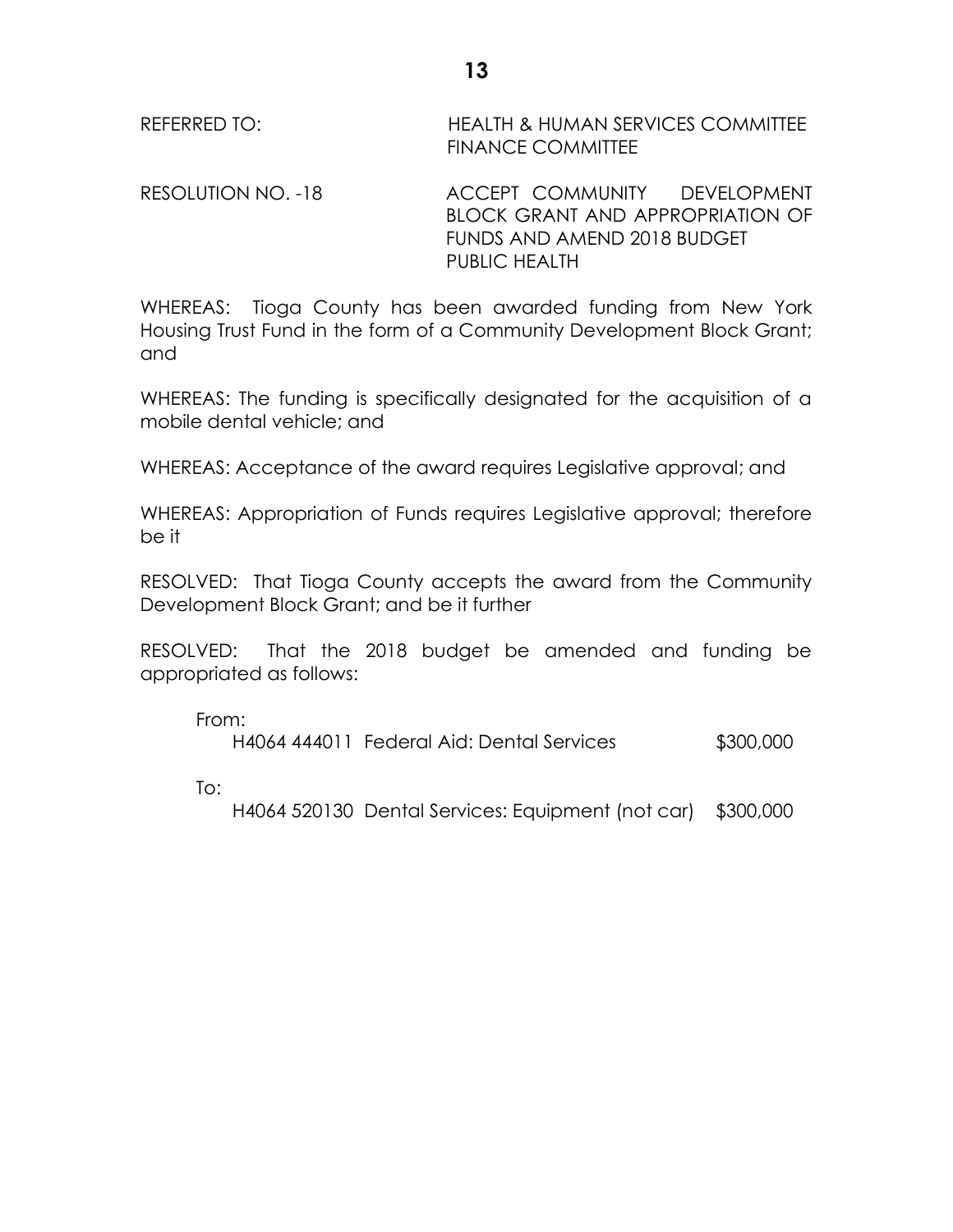REFERRED TO: HEALTH & HUMAN SERVICES COMMITTEE
FINANCE COMMITTEE

RESOLUTION NO. -18 ACCEPT COMMUNITY DEVELOPMENT BLOCK GRANT AND APPROPRIATION OF FUNDS AND AMEND 2018 BUDGET PUBLIC HEALTH

WHEREAS: Tioga County has been awarded funding from New York Housing Trust Fund in the form of a Community Development Block Grant; and

WHEREAS: The funding is specifically designated for the acquisition of a mobile dental vehicle; and

WHEREAS: Acceptance of the award requires Legislative approval; and

WHEREAS: Appropriation of Funds requires Legislative approval; therefore be it

RESOLVED: That Tioga County accepts the award from the Community Development Block Grant; and be it further

RESOLVED: That the 2018 budget be amended and funding be appropriated as follows:

From:
H4064 444011 Federal Aid: Dental Services $300,000

To:
H4064 520130 Dental Services: Equipment (not car) $300,000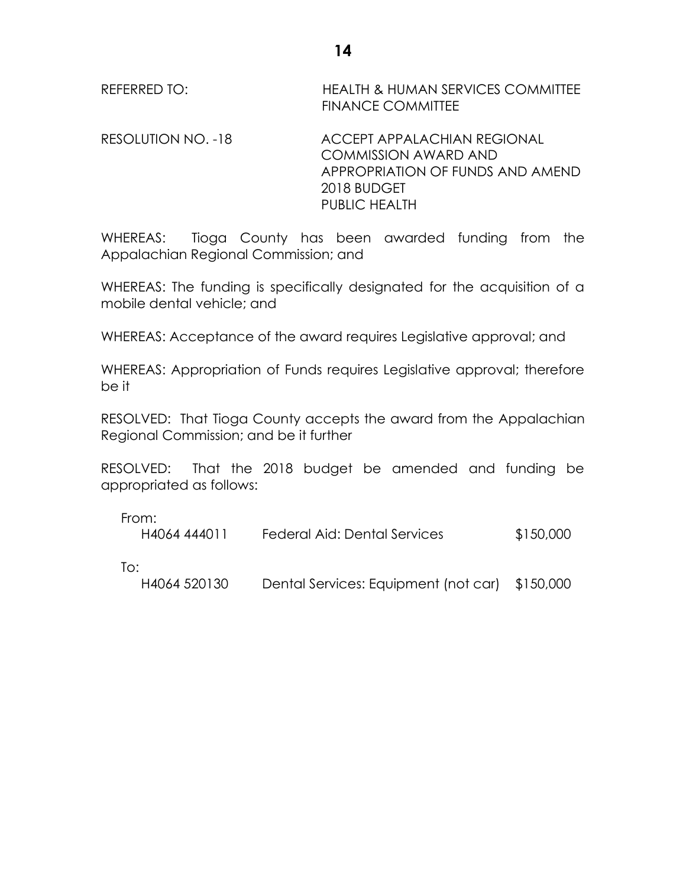REFERRED TO: HEALTH & HUMAN SERVICES COMMITTEE
FINANCE COMMITTEE

RESOLUTION NO. -18 ACCEPT APPALACHIAN REGIONAL COMMISSION AWARD AND APPROPRIATION OF FUNDS AND AMEND 2018 BUDGET
PUBLIC HEALTH

WHEREAS: Tioga County has been awarded funding from the Appalachian Regional Commission; and

WHEREAS: The funding is specifically designated for the acquisition of a mobile dental vehicle; and

WHEREAS: Acceptance of the award requires Legislative approval; and

WHEREAS: Appropriation of Funds requires Legislative approval; therefore be it

RESOLVED: That Tioga County accepts the award from the Appalachian Regional Commission; and be it further

RESOLVED: That the 2018 budget be amended and funding be appropriated as follows:

From:

| | | |
|---|---|---|
| H4064 444011 | Federal Aid: Dental Services | $150,000 |

To:

| | | |
|---|---|---|
| H4064 520130 | Dental Services: Equipment (not car) | $150,000 |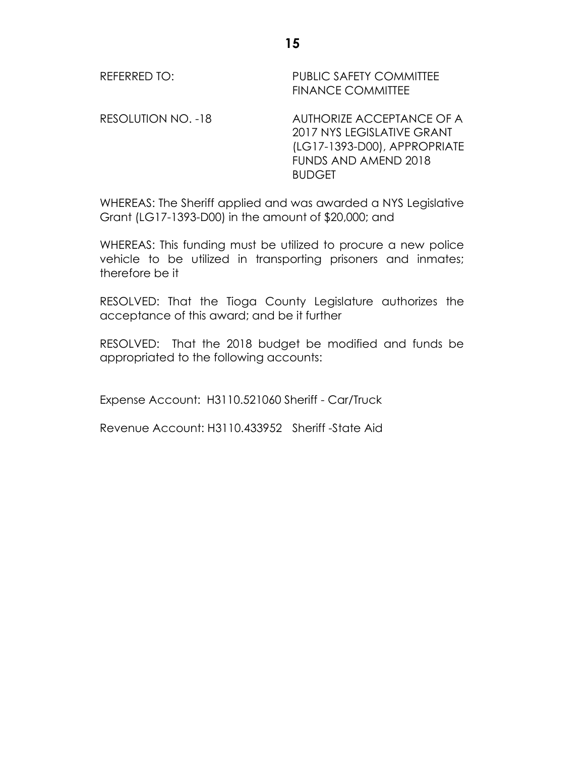REFERRED TO: PUBLIC SAFETY COMMITTEE
FINANCE COMMITTEE

RESOLUTION NO. -18 AUTHORIZE ACCEPTANCE OF A 2017 NYS LEGISLATIVE GRANT (LG17-1393-D00), APPROPRIATE FUNDS AND AMEND 2018 BUDGET

WHEREAS: The Sheriff applied and was awarded a NYS Legislative Grant (LG17-1393-D00) in the amount of $20,000; and

WHEREAS: This funding must be utilized to procure a new police vehicle to be utilized in transporting prisoners and inmates; therefore be it

RESOLVED: That the Tioga County Legislature authorizes the acceptance of this award; and be it further

RESOLVED: That the 2018 budget be modified and funds be appropriated to the following accounts:

Expense Account: H3110.521060 Sheriff - Car/Truck

Revenue Account: H3110.433952 Sheriff -State Aid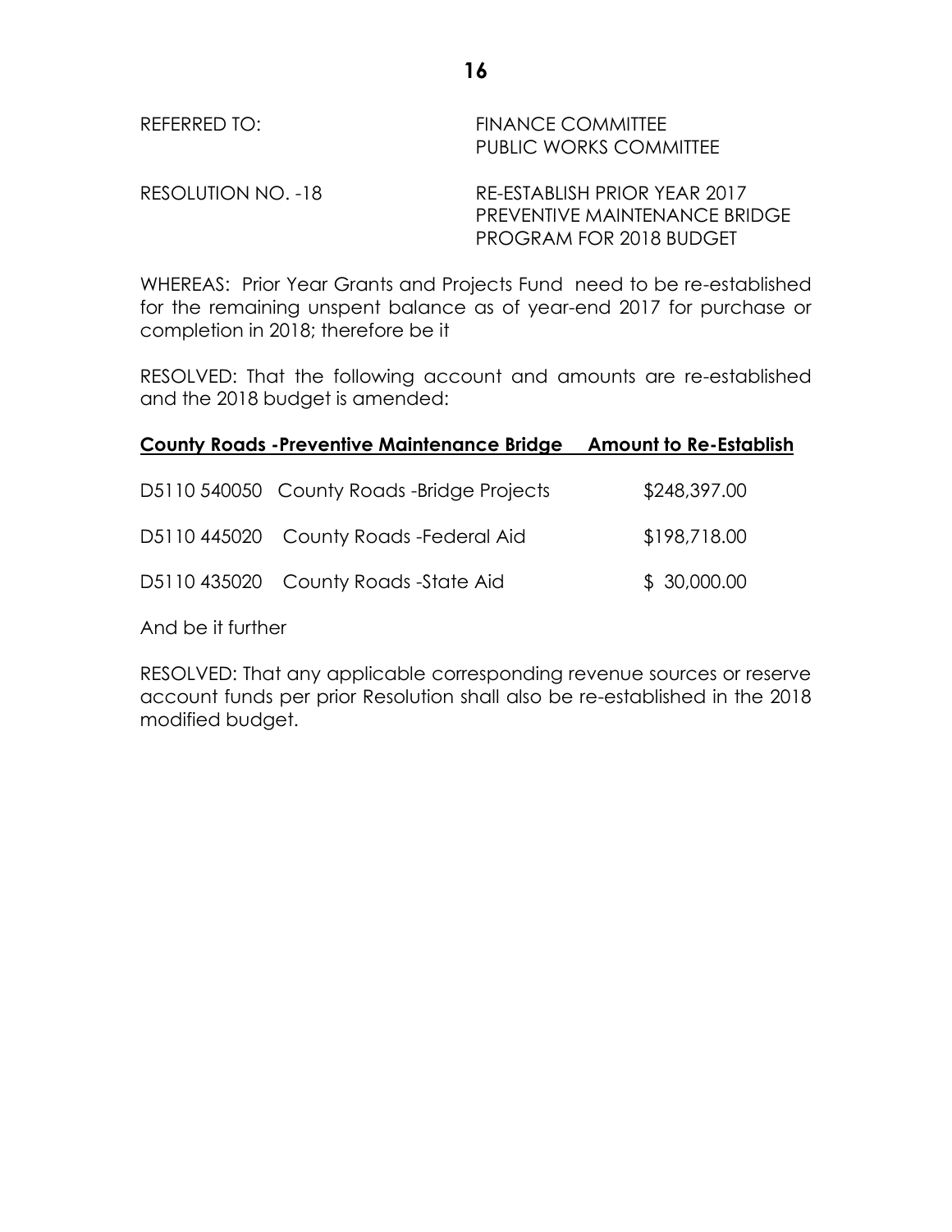REFERRED TO: FINANCE COMMITTEE
PUBLIC WORKS COMMITTEE

RESOLUTION NO. -18 RE-ESTABLISH PRIOR YEAR 2017 PREVENTIVE MAINTENANCE BRIDGE PROGRAM FOR 2018 BUDGET

WHEREAS: Prior Year Grants and Projects Fund need to be re-established for the remaining unspent balance as of year-end 2017 for purchase or completion in 2018; therefore be it

RESOLVED: That the following account and amounts are re-established and the 2018 budget is amended:

| **County Roads -Preventive Maintenance Bridge** | **Amount to Re-Establish** |
|---|---|
| D5110 540050 County Roads -Bridge Projects | $248,397.00 |
| D5110 445020 County Roads -Federal Aid | $198,718.00 |
| D5110 435020 County Roads -State Aid | $ 30,000.00 |

And be it further

RESOLVED: That any applicable corresponding revenue sources or reserve account funds per prior Resolution shall also be re-established in the 2018 modified budget.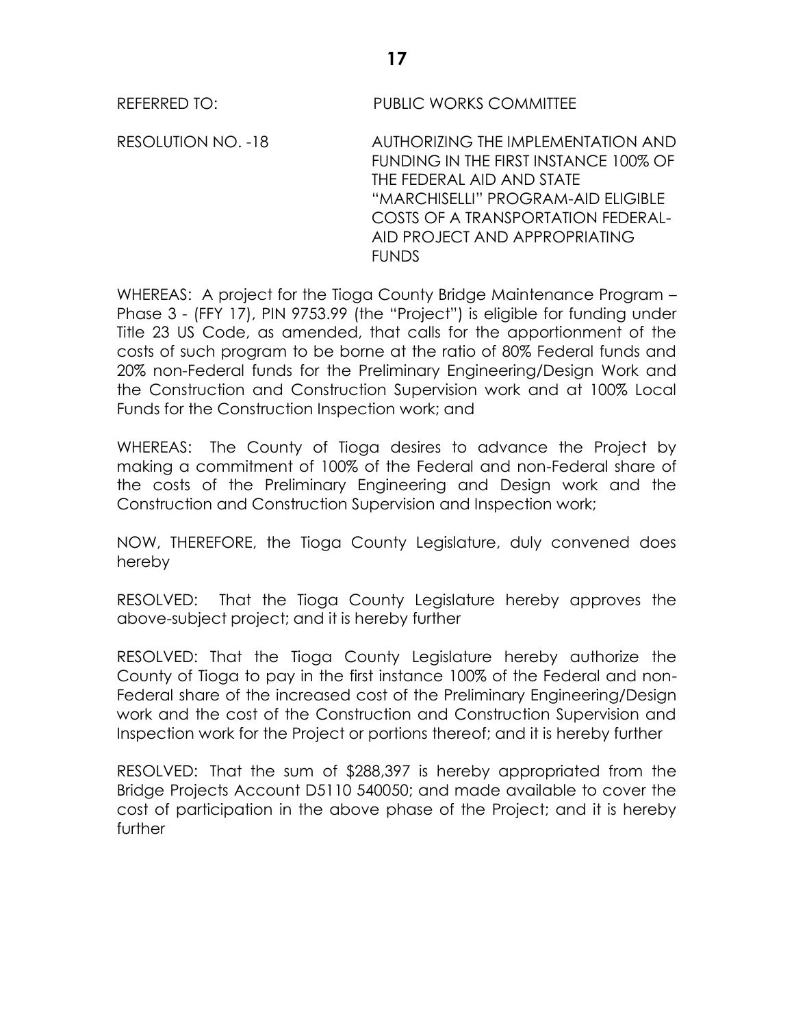REFERRED TO: PUBLIC WORKS COMMITTEE

RESOLUTION NO. -18 AUTHORIZING THE IMPLEMENTATION AND FUNDING IN THE FIRST INSTANCE 100% OF THE FEDERAL AID AND STATE "MARCHISELLI" PROGRAM-AID ELIGIBLE COSTS OF A TRANSPORTATION FEDERAL-AID PROJECT AND APPROPRIATING FUNDS

WHEREAS: A project for the Tioga County Bridge Maintenance Program – Phase 3 - (FFY 17), PIN 9753.99 (the "Project") is eligible for funding under Title 23 US Code, as amended, that calls for the apportionment of the costs of such program to be borne at the ratio of 80% Federal funds and 20% non-Federal funds for the Preliminary Engineering/Design Work and the Construction and Construction Supervision work and at 100% Local Funds for the Construction Inspection work; and

WHEREAS: The County of Tioga desires to advance the Project by making a commitment of 100% of the Federal and non-Federal share of the costs of the Preliminary Engineering and Design work and the Construction and Construction Supervision and Inspection work;

NOW, THEREFORE, the Tioga County Legislature, duly convened does hereby

RESOLVED: That the Tioga County Legislature hereby approves the above-subject project; and it is hereby further

RESOLVED: That the Tioga County Legislature hereby authorize the County of Tioga to pay in the first instance 100% of the Federal and non-Federal share of the increased cost of the Preliminary Engineering/Design work and the cost of the Construction and Construction Supervision and Inspection work for the Project or portions thereof; and it is hereby further

RESOLVED: That the sum of $288,397 is hereby appropriated from the Bridge Projects Account D5110 540050; and made available to cover the cost of participation in the above phase of the Project; and it is hereby further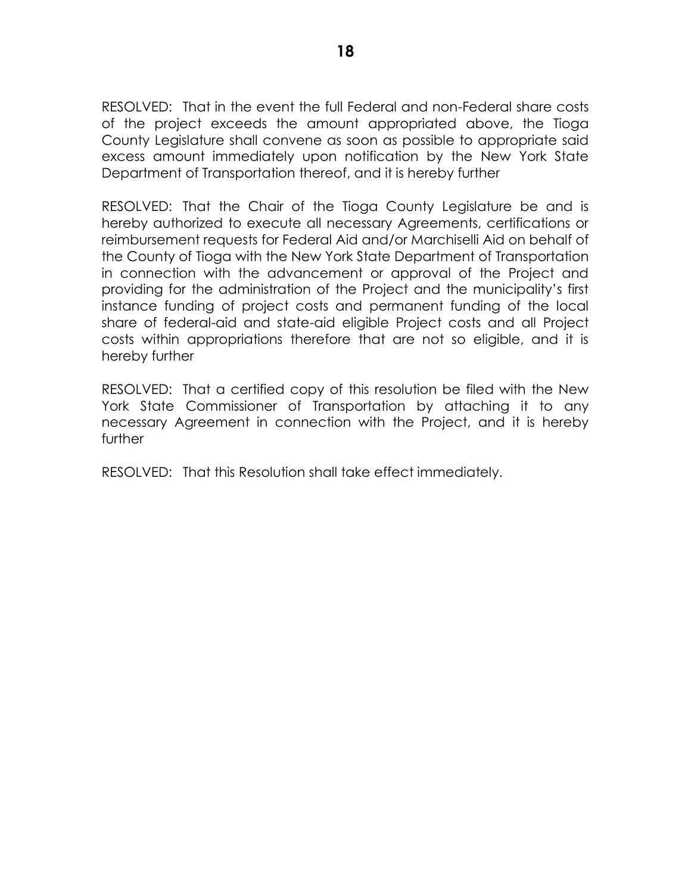RESOLVED: That in the event the full Federal and non-Federal share costs of the project exceeds the amount appropriated above, the Tioga County Legislature shall convene as soon as possible to appropriate said excess amount immediately upon notification by the New York State Department of Transportation thereof, and it is hereby further

RESOLVED: That the Chair of the Tioga County Legislature be and is hereby authorized to execute all necessary Agreements, certifications or reimbursement requests for Federal Aid and/or Marchiselli Aid on behalf of the County of Tioga with the New York State Department of Transportation in connection with the advancement or approval of the Project and providing for the administration of the Project and the municipality's first instance funding of project costs and permanent funding of the local share of federal-aid and state-aid eligible Project costs and all Project costs within appropriations therefore that are not so eligible, and it is hereby further

RESOLVED: That a certified copy of this resolution be filed with the New York State Commissioner of Transportation by attaching it to any necessary Agreement in connection with the Project, and it is hereby further

RESOLVED: That this Resolution shall take effect immediately.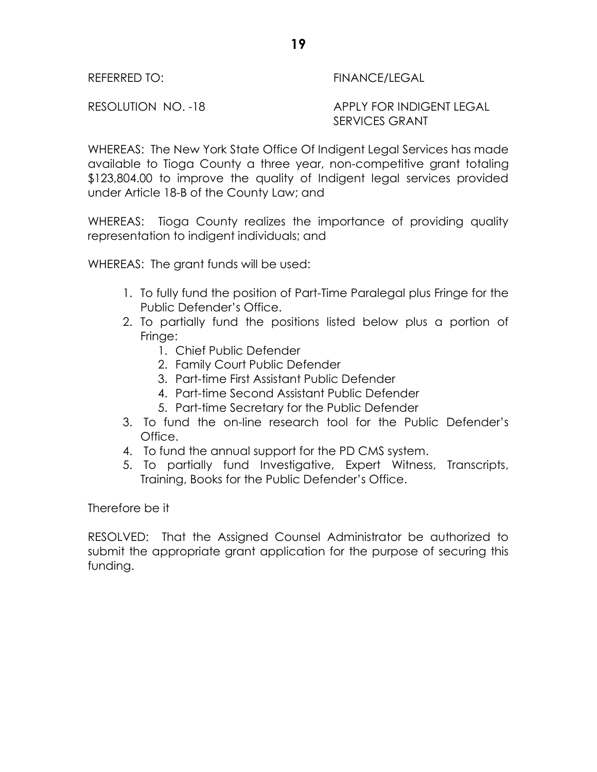REFERRED TO: FINANCE/LEGAL

RESOLUTION NO. -18 APPLY FOR INDIGENT LEGAL SERVICES GRANT

WHEREAS: The New York State Office Of Indigent Legal Services has made available to Tioga County a three year, non-competitive grant totaling $123,804.00 to improve the quality of Indigent legal services provided under Article 18-B of the County Law; and

WHEREAS: Tioga County realizes the importance of providing quality representation to indigent individuals; and

WHEREAS: The grant funds will be used:

1. To fully fund the position of Part-Time Paralegal plus Fringe for the Public Defender's Office.
2. To partially fund the positions listed below plus a portion of Fringe:
    1. Chief Public Defender
    2. Family Court Public Defender
    3. Part-time First Assistant Public Defender
    4. Part-time Second Assistant Public Defender
    5. Part-time Secretary for the Public Defender
3. To fund the on-line research tool for the Public Defender's Office.
4. To fund the annual support for the PD CMS system.
5. To partially fund Investigative, Expert Witness, Transcripts, Training, Books for the Public Defender's Office.

Therefore be it

RESOLVED: That the Assigned Counsel Administrator be authorized to submit the appropriate grant application for the purpose of securing this funding.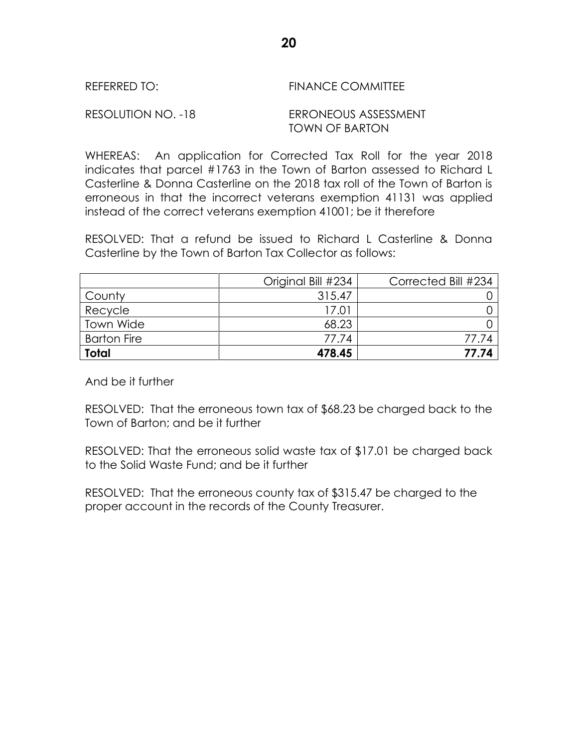REFERRED TO: FINANCE COMMITTEE

RESOLUTION NO. -18 ERRONEOUS ASSESSMENT
TOWN OF BARTON

WHEREAS: An application for Corrected Tax Roll for the year 2018 indicates that parcel #1763 in the Town of Barton assessed to Richard L Casterline & Donna Casterline on the 2018 tax roll of the Town of Barton is erroneous in that the incorrect veterans exemption 41131 was applied instead of the correct veterans exemption 41001; be it therefore

RESOLVED: That a refund be issued to Richard L Casterline & Donna Casterline by the Town of Barton Tax Collector as follows:

| | Original Bill #234 | Corrected Bill #234 |
|---|---:|---:|
| County | 315.47 | 0 |
| Recycle | 17.01 | 0 |
| Town Wide | 68.23 | 0 |
| Barton Fire | 77.74 | 77.74 |
| **Total** | **478.45** | **77.74** |

And be it further

RESOLVED: That the erroneous town tax of $68.23 be charged back to the Town of Barton; and be it further

RESOLVED: That the erroneous solid waste tax of $17.01 be charged back to the Solid Waste Fund; and be it further

RESOLVED: That the erroneous county tax of $315.47 be charged to the proper account in the records of the County Treasurer.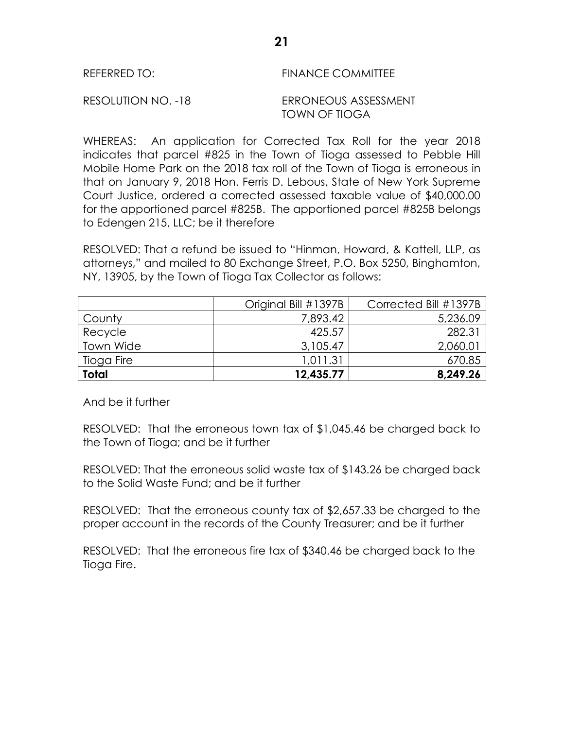REFERRED TO: FINANCE COMMITTEE

RESOLUTION NO. -18 ERRONEOUS ASSESSMENT TOWN OF TIOGA

WHEREAS: An application for Corrected Tax Roll for the year 2018 indicates that parcel #825 in the Town of Tioga assessed to Pebble Hill Mobile Home Park on the 2018 tax roll of the Town of Tioga is erroneous in that on January 9, 2018 Hon. Ferris D. Lebous, State of New York Supreme Court Justice, ordered a corrected assessed taxable value of $40,000.00 for the apportioned parcel #825B. The apportioned parcel #825B belongs to Edengen 215, LLC; be it therefore

RESOLVED: That a refund be issued to "Hinman, Howard, & Kattell, LLP, as attorneys," and mailed to 80 Exchange Street, P.O. Box 5250, Binghamton, NY, 13905, by the Town of Tioga Tax Collector as follows:

| | Original Bill #1397B | Corrected Bill #1397B |
|---|---:|---:|
| County | 7,893.42 | 5,236.09 |
| Recycle | 425.57 | 282.31 |
| Town Wide | 3,105.47 | 2,060.01 |
| Tioga Fire | 1,011.31 | 670.85 |
| **Total** | **12,435.77** | **8,249.26** |

And be it further

RESOLVED: That the erroneous town tax of $1,045.46 be charged back to the Town of Tioga; and be it further

RESOLVED: That the erroneous solid waste tax of $143.26 be charged back to the Solid Waste Fund; and be it further

RESOLVED: That the erroneous county tax of $2,657.33 be charged to the proper account in the records of the County Treasurer; and be it further

RESOLVED: That the erroneous fire tax of $340.46 be charged back to the Tioga Fire.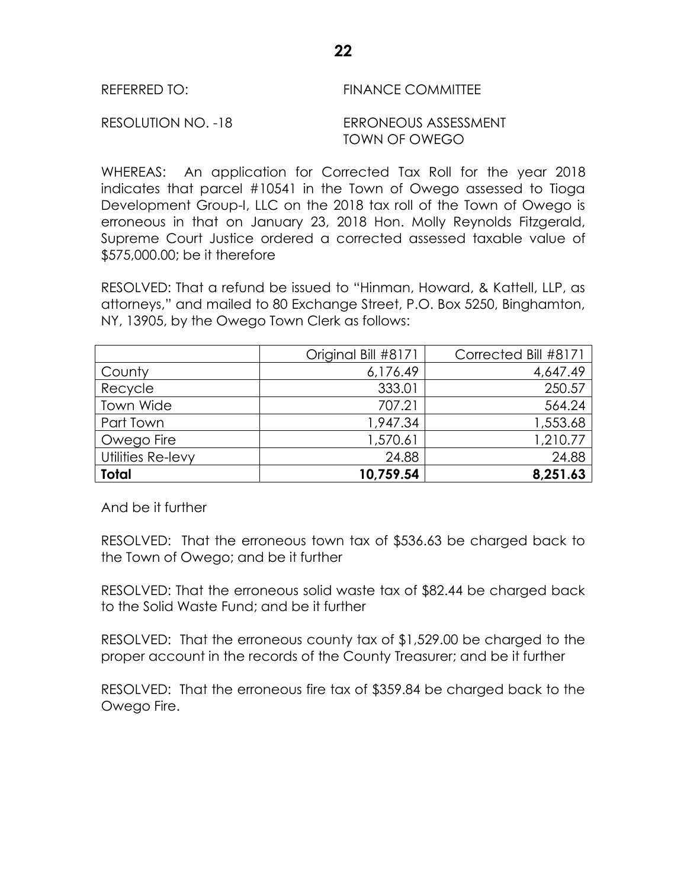REFERRED TO: FINANCE COMMITTEE

RESOLUTION NO. -18 ERRONEOUS ASSESSMENT
TOWN OF OWEGO

WHEREAS: An application for Corrected Tax Roll for the year 2018 indicates that parcel #10541 in the Town of Owego assessed to Tioga Development Group-I, LLC on the 2018 tax roll of the Town of Owego is erroneous in that on January 23, 2018 Hon. Molly Reynolds Fitzgerald, Supreme Court Justice ordered a corrected assessed taxable value of $575,000.00; be it therefore

RESOLVED: That a refund be issued to "Hinman, Howard, & Kattell, LLP, as attorneys," and mailed to 80 Exchange Street, P.O. Box 5250, Binghamton, NY, 13905, by the Owego Town Clerk as follows:

| | Original Bill #8171 | Corrected Bill #8171 |
|---|---:|---:|
| County | 6,176.49 | 4,647.49 |
| Recycle | 333.01 | 250.57 |
| Town Wide | 707.21 | 564.24 |
| Part Town | 1,947.34 | 1,553.68 |
| Owego Fire | 1,570.61 | 1,210.77 |
| Utilities Re-levy | 24.88 | 24.88 |
| **Total** | **10,759.54** | **8,251.63** |

And be it further

RESOLVED: That the erroneous town tax of $536.63 be charged back to the Town of Owego; and be it further

RESOLVED: That the erroneous solid waste tax of $82.44 be charged back to the Solid Waste Fund; and be it further

RESOLVED: That the erroneous county tax of $1,529.00 be charged to the proper account in the records of the County Treasurer; and be it further

RESOLVED: That the erroneous fire tax of $359.84 be charged back to the Owego Fire.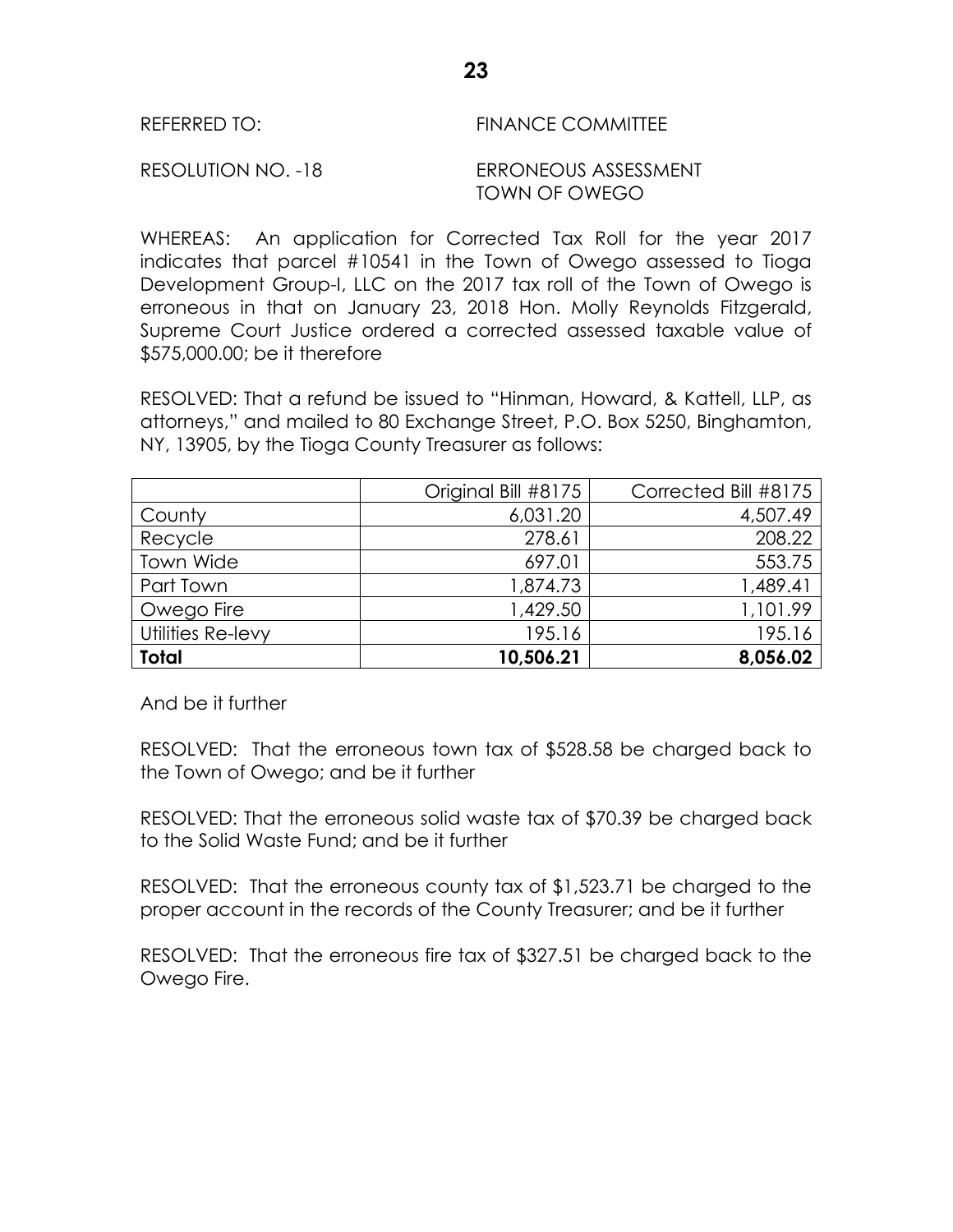REFERRED TO: FINANCE COMMITTEE

RESOLUTION NO. -18 ERRONEOUS ASSESSMENT
TOWN OF OWEGO

WHEREAS: An application for Corrected Tax Roll for the year 2017 indicates that parcel #10541 in the Town of Owego assessed to Tioga Development Group-I, LLC on the 2017 tax roll of the Town of Owego is erroneous in that on January 23, 2018 Hon. Molly Reynolds Fitzgerald, Supreme Court Justice ordered a corrected assessed taxable value of $575,000.00; be it therefore

RESOLVED: That a refund be issued to "Hinman, Howard, & Kattell, LLP, as attorneys," and mailed to 80 Exchange Street, P.O. Box 5250, Binghamton, NY, 13905, by the Tioga County Treasurer as follows:

| | Original Bill #8175 | Corrected Bill #8175 |
|---|---:|---:|
| County | 6,031.20 | 4,507.49 |
| Recycle | 278.61 | 208.22 |
| Town Wide | 697.01 | 553.75 |
| Part Town | 1,874.73 | 1,489.41 |
| Owego Fire | 1,429.50 | 1,101.99 |
| Utilities Re-levy | 195.16 | 195.16 |
| **Total** | **10,506.21** | **8,056.02** |

And be it further

RESOLVED: That the erroneous town tax of $528.58 be charged back to the Town of Owego; and be it further

RESOLVED: That the erroneous solid waste tax of $70.39 be charged back to the Solid Waste Fund; and be it further

RESOLVED: That the erroneous county tax of $1,523.71 be charged to the proper account in the records of the County Treasurer; and be it further

RESOLVED: That the erroneous fire tax of $327.51 be charged back to the Owego Fire.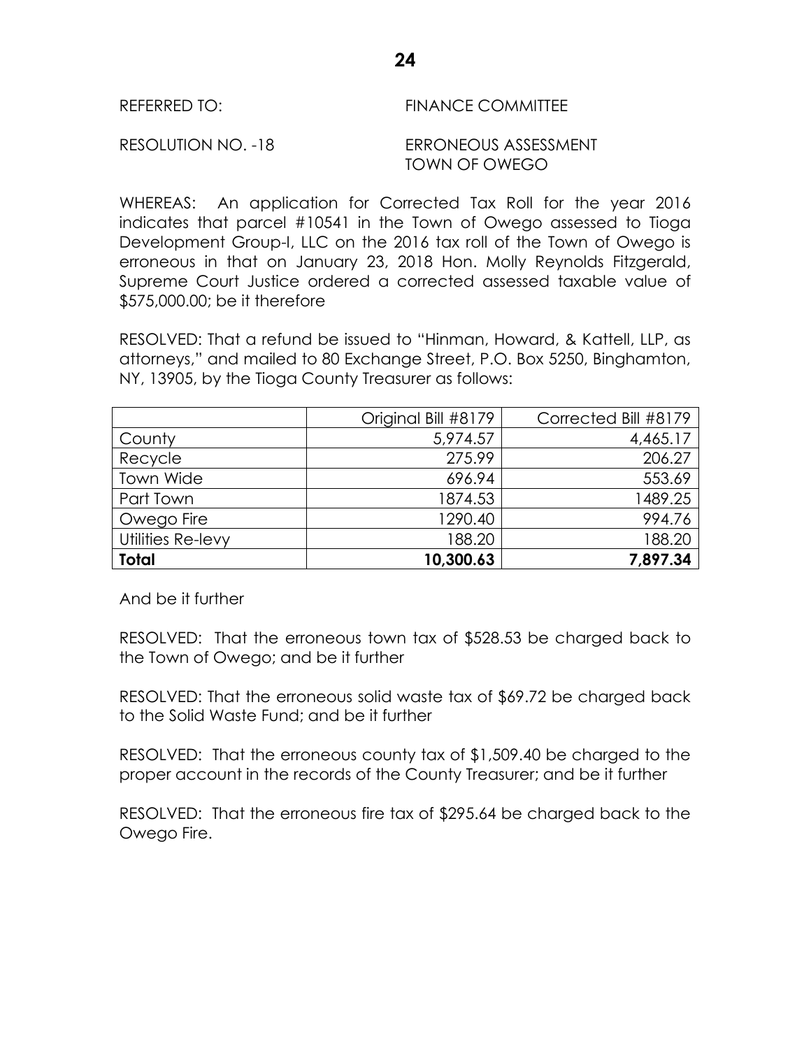REFERRED TO: FINANCE COMMITTEE

RESOLUTION NO. -18 ERRONEOUS ASSESSMENT TOWN OF OWEGO

WHEREAS: An application for Corrected Tax Roll for the year 2016 indicates that parcel #10541 in the Town of Owego assessed to Tioga Development Group-I, LLC on the 2016 tax roll of the Town of Owego is erroneous in that on January 23, 2018 Hon. Molly Reynolds Fitzgerald, Supreme Court Justice ordered a corrected assessed taxable value of $575,000.00; be it therefore

RESOLVED: That a refund be issued to "Hinman, Howard, & Kattell, LLP, as attorneys," and mailed to 80 Exchange Street, P.O. Box 5250, Binghamton, NY, 13905, by the Tioga County Treasurer as follows:

| | Original Bill #8179 | Corrected Bill #8179 |
|---|---:|---:|
| County | 5,974.57 | 4,465.17 |
| Recycle | 275.99 | 206.27 |
| Town Wide | 696.94 | 553.69 |
| Part Town | 1874.53 | 1489.25 |
| Owego Fire | 1290.40 | 994.76 |
| Utilities Re-levy | 188.20 | 188.20 |
| **Total** | **10,300.63** | **7,897.34** |

And be it further

RESOLVED: That the erroneous town tax of $528.53 be charged back to the Town of Owego; and be it further

RESOLVED: That the erroneous solid waste tax of $69.72 be charged back to the Solid Waste Fund; and be it further

RESOLVED: That the erroneous county tax of $1,509.40 be charged to the proper account in the records of the County Treasurer; and be it further

RESOLVED: That the erroneous fire tax of $295.64 be charged back to the Owego Fire.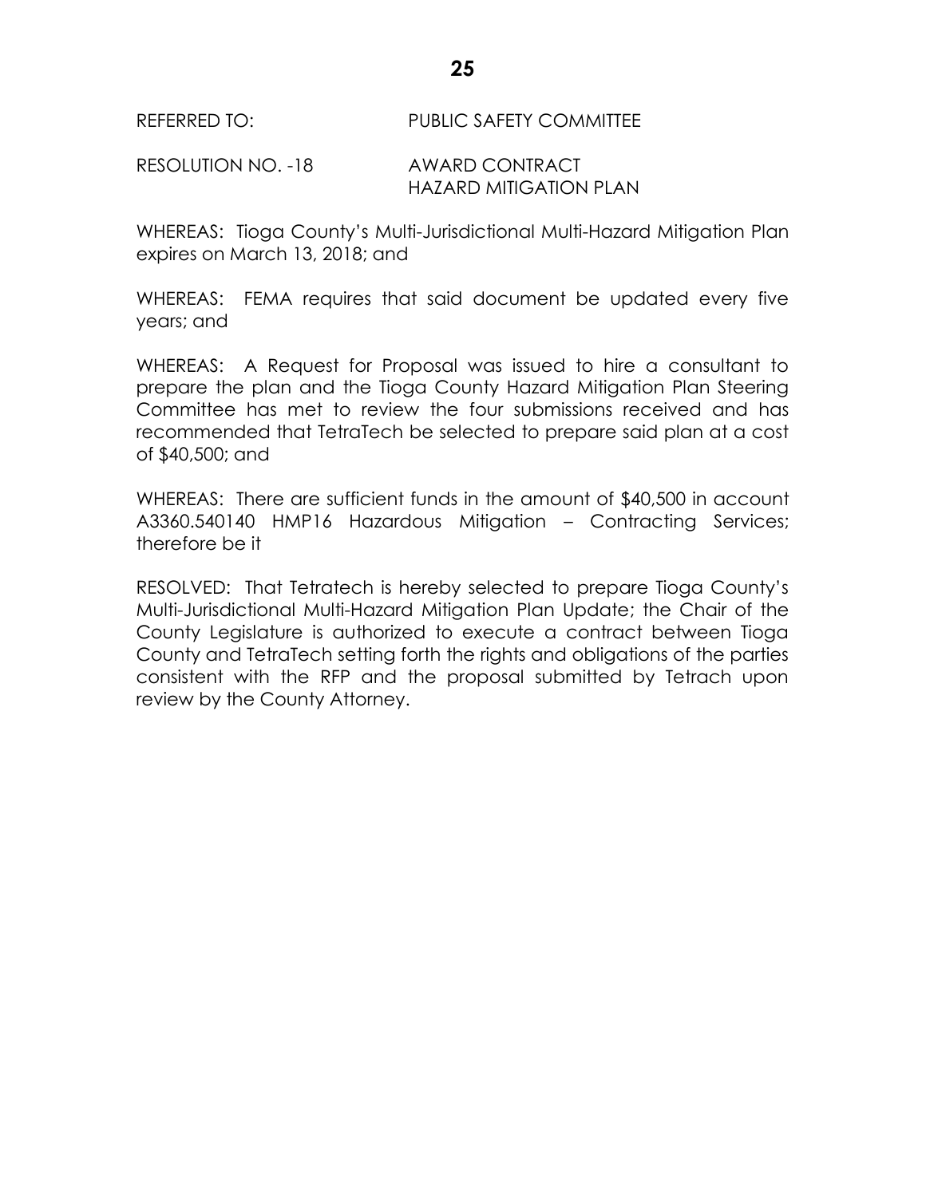REFERRED TO: PUBLIC SAFETY COMMITTEE

RESOLUTION NO. -18 AWARD CONTRACT
HAZARD MITIGATION PLAN

WHEREAS: Tioga County's Multi-Jurisdictional Multi-Hazard Mitigation Plan expires on March 13, 2018; and

WHEREAS: FEMA requires that said document be updated every five years; and

WHEREAS: A Request for Proposal was issued to hire a consultant to prepare the plan and the Tioga County Hazard Mitigation Plan Steering Committee has met to review the four submissions received and has recommended that TetraTech be selected to prepare said plan at a cost of $40,500; and

WHEREAS: There are sufficient funds in the amount of $40,500 in account A3360.540140 HMP16 Hazardous Mitigation – Contracting Services; therefore be it

RESOLVED: That Tetratech is hereby selected to prepare Tioga County's Multi-Jurisdictional Multi-Hazard Mitigation Plan Update; the Chair of the County Legislature is authorized to execute a contract between Tioga County and TetraTech setting forth the rights and obligations of the parties consistent with the RFP and the proposal submitted by Tetrach upon review by the County Attorney.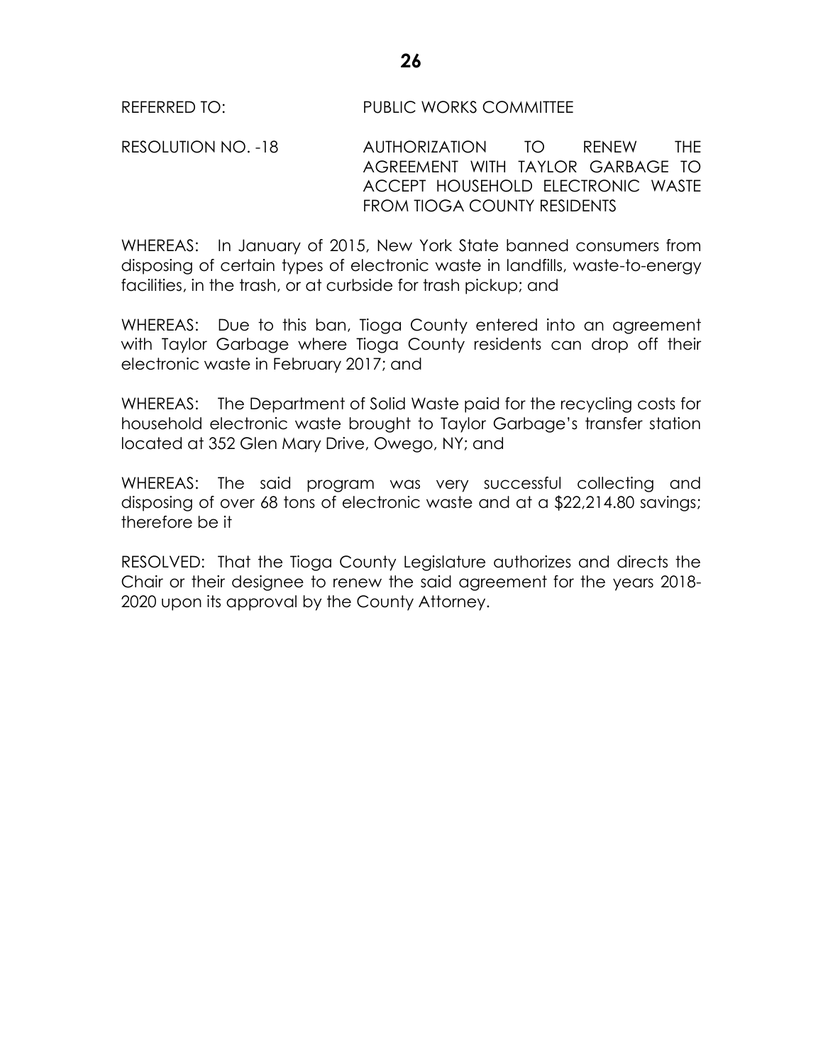REFERRED TO: PUBLIC WORKS COMMITTEE

RESOLUTION NO. -18 AUTHORIZATION TO RENEW THE AGREEMENT WITH TAYLOR GARBAGE TO ACCEPT HOUSEHOLD ELECTRONIC WASTE FROM TIOGA COUNTY RESIDENTS

WHEREAS: In January of 2015, New York State banned consumers from disposing of certain types of electronic waste in landfills, waste-to-energy facilities, in the trash, or at curbside for trash pickup; and

WHEREAS: Due to this ban, Tioga County entered into an agreement with Taylor Garbage where Tioga County residents can drop off their electronic waste in February 2017; and

WHEREAS: The Department of Solid Waste paid for the recycling costs for household electronic waste brought to Taylor Garbage's transfer station located at 352 Glen Mary Drive, Owego, NY; and

WHEREAS: The said program was very successful collecting and disposing of over 68 tons of electronic waste and at a $22,214.80 savings; therefore be it

RESOLVED: That the Tioga County Legislature authorizes and directs the Chair or their designee to renew the said agreement for the years 2018-2020 upon its approval by the County Attorney.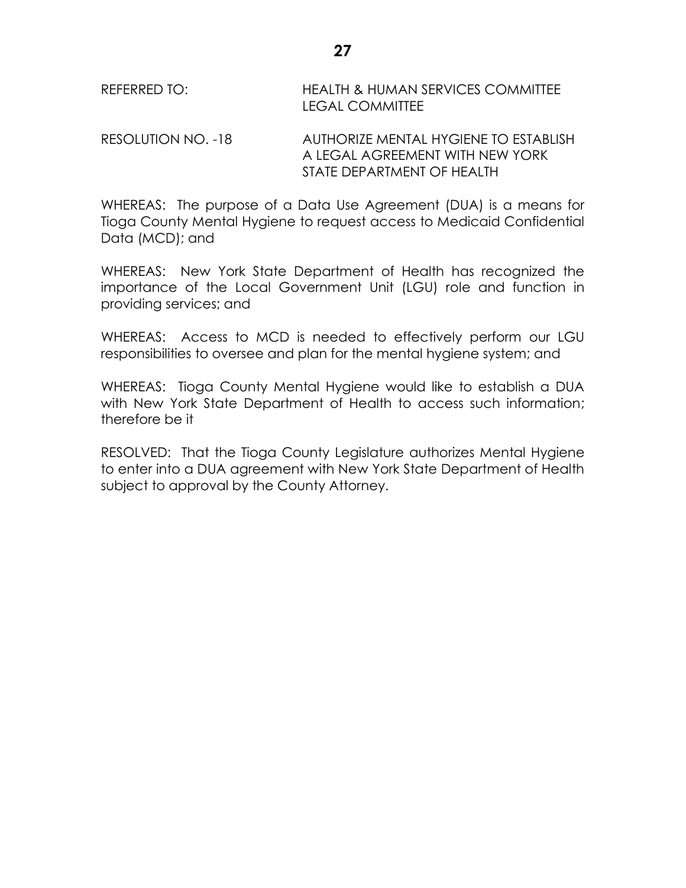REFERRED TO: HEALTH & HUMAN SERVICES COMMITTEE
LEGAL COMMITTEE

RESOLUTION NO. -18 AUTHORIZE MENTAL HYGIENE TO ESTABLISH A LEGAL AGREEMENT WITH NEW YORK STATE DEPARTMENT OF HEALTH

WHEREAS: The purpose of a Data Use Agreement (DUA) is a means for Tioga County Mental Hygiene to request access to Medicaid Confidential Data (MCD); and

WHEREAS: New York State Department of Health has recognized the importance of the Local Government Unit (LGU) role and function in providing services; and

WHEREAS: Access to MCD is needed to effectively perform our LGU responsibilities to oversee and plan for the mental hygiene system; and

WHEREAS: Tioga County Mental Hygiene would like to establish a DUA with New York State Department of Health to access such information; therefore be it

RESOLVED: That the Tioga County Legislature authorizes Mental Hygiene to enter into a DUA agreement with New York State Department of Health subject to approval by the County Attorney.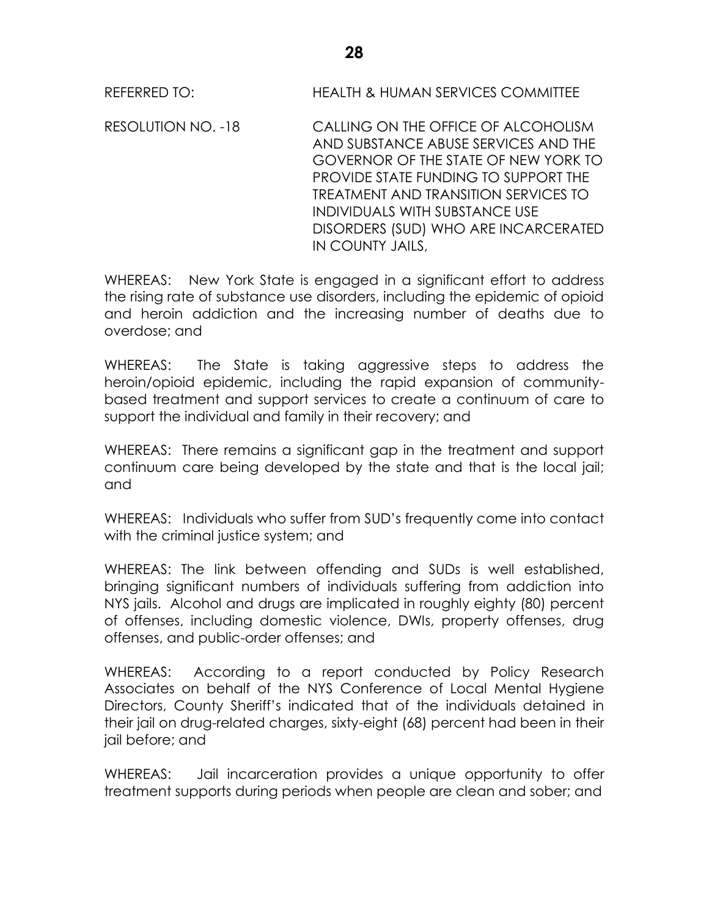REFERRED TO: HEALTH & HUMAN SERVICES COMMITTEE

RESOLUTION NO. -18 CALLING ON THE OFFICE OF ALCOHOLISM AND SUBSTANCE ABUSE SERVICES AND THE GOVERNOR OF THE STATE OF NEW YORK TO PROVIDE STATE FUNDING TO SUPPORT THE TREATMENT AND TRANSITION SERVICES TO INDIVIDUALS WITH SUBSTANCE USE DISORDERS (SUD) WHO ARE INCARCERATED IN COUNTY JAILS,

WHEREAS: New York State is engaged in a significant effort to address the rising rate of substance use disorders, including the epidemic of opioid and heroin addiction and the increasing number of deaths due to overdose; and

WHEREAS: The State is taking aggressive steps to address the heroin/opioid epidemic, including the rapid expansion of community-based treatment and support services to create a continuum of care to support the individual and family in their recovery; and

WHEREAS: There remains a significant gap in the treatment and support continuum care being developed by the state and that is the local jail; and

WHEREAS: Individuals who suffer from SUD's frequently come into contact with the criminal justice system; and

WHEREAS: The link between offending and SUDs is well established, bringing significant numbers of individuals suffering from addiction into NYS jails. Alcohol and drugs are implicated in roughly eighty (80) percent of offenses, including domestic violence, DWIs, property offenses, drug offenses, and public-order offenses; and

WHEREAS: According to a report conducted by Policy Research Associates on behalf of the NYS Conference of Local Mental Hygiene Directors, County Sheriff's indicated that of the individuals detained in their jail on drug-related charges, sixty-eight (68) percent had been in their jail before; and

WHEREAS: Jail incarceration provides a unique opportunity to offer treatment supports during periods when people are clean and sober; and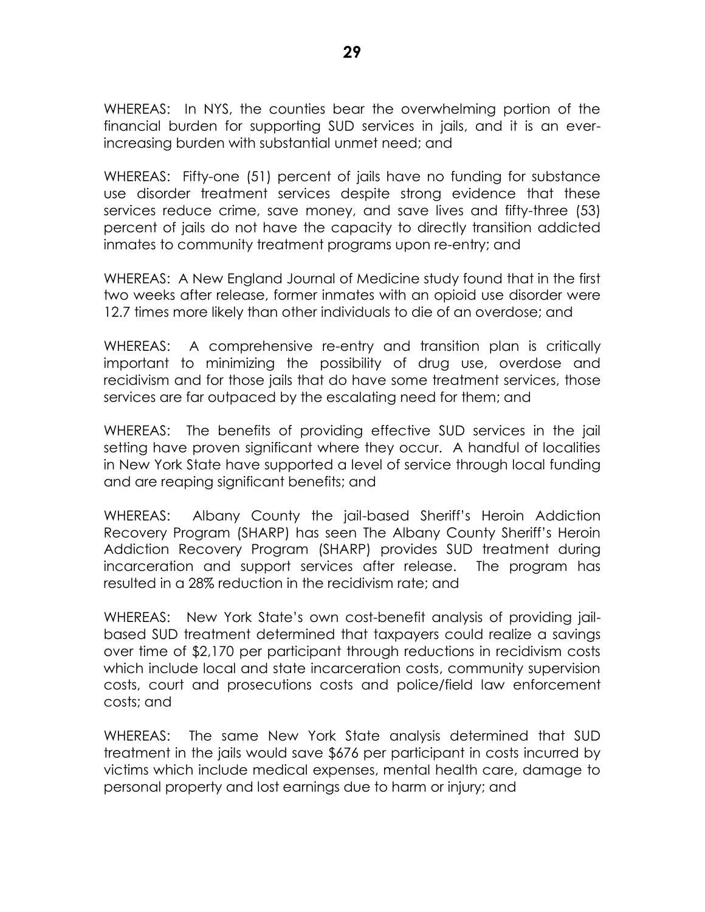WHEREAS: In NYS, the counties bear the overwhelming portion of the financial burden for supporting SUD services in jails, and it is an ever-increasing burden with substantial unmet need; and

WHEREAS: Fifty-one (51) percent of jails have no funding for substance use disorder treatment services despite strong evidence that these services reduce crime, save money, and save lives and fifty-three (53) percent of jails do not have the capacity to directly transition addicted inmates to community treatment programs upon re-entry; and

WHEREAS: A New England Journal of Medicine study found that in the first two weeks after release, former inmates with an opioid use disorder were 12.7 times more likely than other individuals to die of an overdose; and

WHEREAS: A comprehensive re-entry and transition plan is critically important to minimizing the possibility of drug use, overdose and recidivism and for those jails that do have some treatment services, those services are far outpaced by the escalating need for them; and

WHEREAS: The benefits of providing effective SUD services in the jail setting have proven significant where they occur. A handful of localities in New York State have supported a level of service through local funding and are reaping significant benefits; and

WHEREAS: Albany County the jail-based Sheriff's Heroin Addiction Recovery Program (SHARP) has seen The Albany County Sheriff's Heroin Addiction Recovery Program (SHARP) provides SUD treatment during incarceration and support services after release. The program has resulted in a 28% reduction in the recidivism rate; and

WHEREAS: New York State's own cost-benefit analysis of providing jail-based SUD treatment determined that taxpayers could realize a savings over time of $2,170 per participant through reductions in recidivism costs which include local and state incarceration costs, community supervision costs, court and prosecutions costs and police/field law enforcement costs; and

WHEREAS: The same New York State analysis determined that SUD treatment in the jails would save $676 per participant in costs incurred by victims which include medical expenses, mental health care, damage to personal property and lost earnings due to harm or injury; and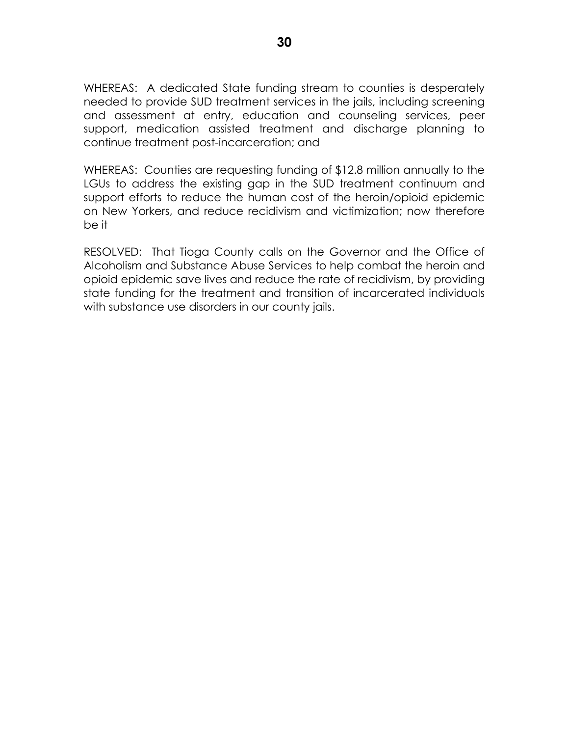WHEREAS: A dedicated State funding stream to counties is desperately needed to provide SUD treatment services in the jails, including screening and assessment at entry, education and counseling services, peer support, medication assisted treatment and discharge planning to continue treatment post-incarceration; and

WHEREAS: Counties are requesting funding of $12.8 million annually to the LGUs to address the existing gap in the SUD treatment continuum and support efforts to reduce the human cost of the heroin/opioid epidemic on New Yorkers, and reduce recidivism and victimization; now therefore be it

RESOLVED: That Tioga County calls on the Governor and the Office of Alcoholism and Substance Abuse Services to help combat the heroin and opioid epidemic save lives and reduce the rate of recidivism, by providing state funding for the treatment and transition of incarcerated individuals with substance use disorders in our county jails.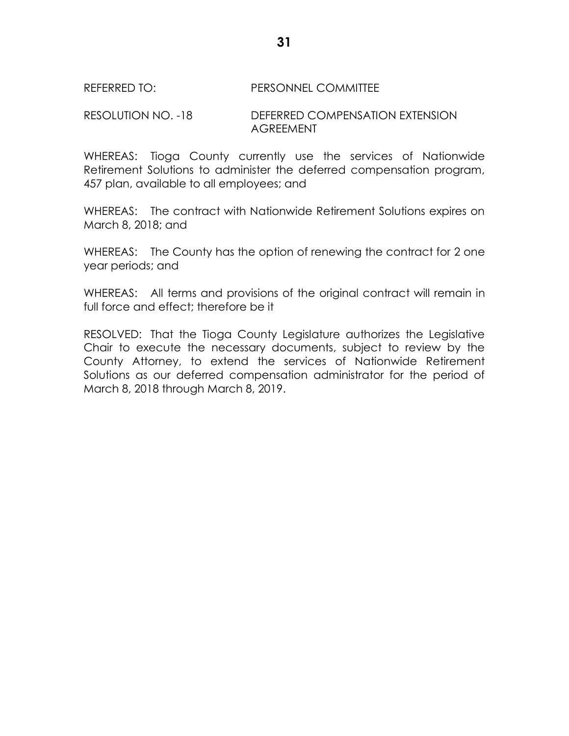REFERRED TO: PERSONNEL COMMITTEE

RESOLUTION NO. -18 DEFERRED COMPENSATION EXTENSION AGREEMENT

WHEREAS: Tioga County currently use the services of Nationwide Retirement Solutions to administer the deferred compensation program, 457 plan, available to all employees; and

WHEREAS: The contract with Nationwide Retirement Solutions expires on March 8, 2018; and

WHEREAS: The County has the option of renewing the contract for 2 one year periods; and

WHEREAS: All terms and provisions of the original contract will remain in full force and effect; therefore be it

RESOLVED: That the Tioga County Legislature authorizes the Legislative Chair to execute the necessary documents, subject to review by the County Attorney, to extend the services of Nationwide Retirement Solutions as our deferred compensation administrator for the period of March 8, 2018 through March 8, 2019.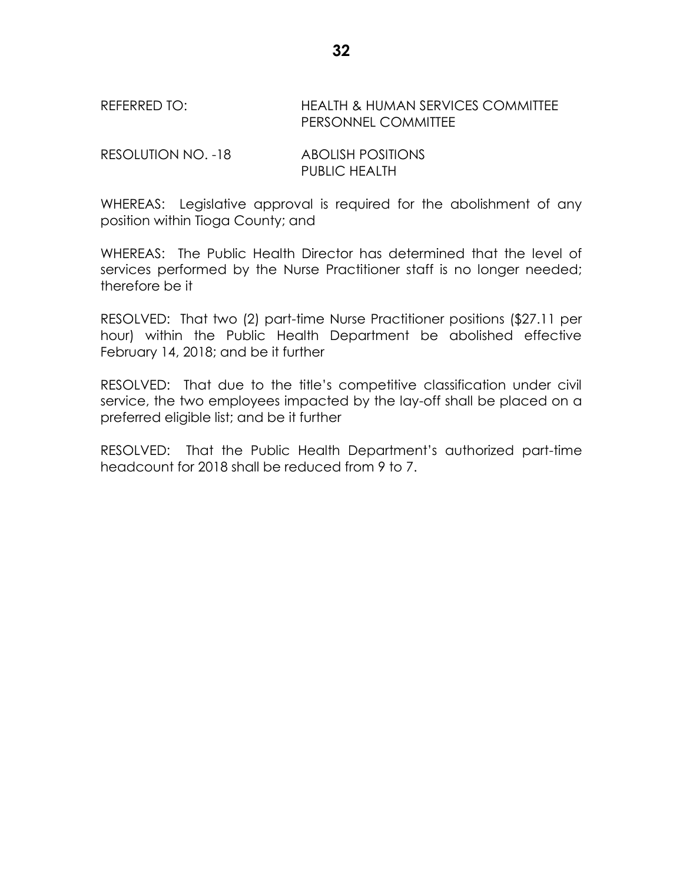REFERRED TO: HEALTH & HUMAN SERVICES COMMITTEE
PERSONNEL COMMITTEE

RESOLUTION NO. -18 ABOLISH POSITIONS
PUBLIC HEALTH

WHEREAS: Legislative approval is required for the abolishment of any position within Tioga County; and

WHEREAS: The Public Health Director has determined that the level of services performed by the Nurse Practitioner staff is no longer needed; therefore be it

RESOLVED: That two (2) part-time Nurse Practitioner positions ($27.11 per hour) within the Public Health Department be abolished effective February 14, 2018; and be it further

RESOLVED: That due to the title's competitive classification under civil service, the two employees impacted by the lay-off shall be placed on a preferred eligible list; and be it further

RESOLVED: That the Public Health Department's authorized part-time headcount for 2018 shall be reduced from 9 to 7.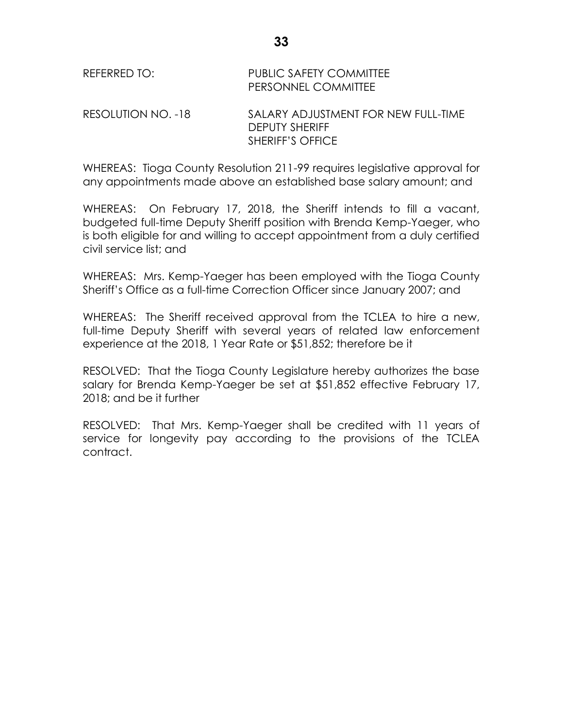REFERRED TO: PUBLIC SAFETY COMMITTEE
PERSONNEL COMMITTEE

RESOLUTION NO. -18 SALARY ADJUSTMENT FOR NEW FULL-TIME DEPUTY SHERIFF
SHERIFF'S OFFICE

WHEREAS: Tioga County Resolution 211-99 requires legislative approval for any appointments made above an established base salary amount; and

WHEREAS: On February 17, 2018, the Sheriff intends to fill a vacant, budgeted full-time Deputy Sheriff position with Brenda Kemp-Yaeger, who is both eligible for and willing to accept appointment from a duly certified civil service list; and

WHEREAS: Mrs. Kemp-Yaeger has been employed with the Tioga County Sheriff's Office as a full-time Correction Officer since January 2007; and

WHEREAS: The Sheriff received approval from the TCLEA to hire a new, full-time Deputy Sheriff with several years of related law enforcement experience at the 2018, 1 Year Rate or $51,852; therefore be it

RESOLVED: That the Tioga County Legislature hereby authorizes the base salary for Brenda Kemp-Yaeger be set at $51,852 effective February 17, 2018; and be it further

RESOLVED: That Mrs. Kemp-Yaeger shall be credited with 11 years of service for longevity pay according to the provisions of the TCLEA contract.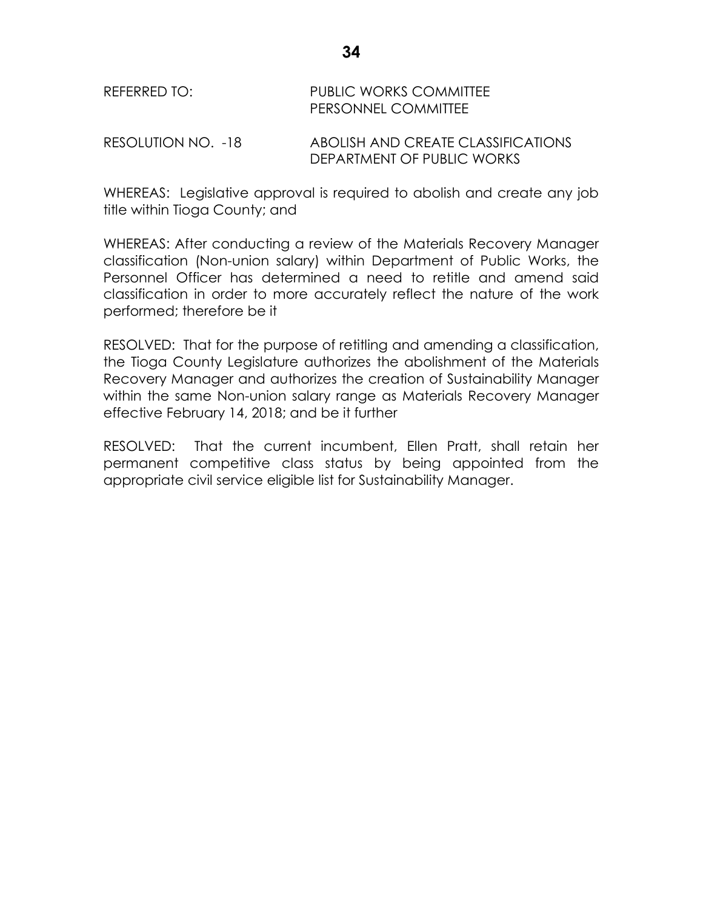REFERRED TO: PUBLIC WORKS COMMITTEE
PERSONNEL COMMITTEE

RESOLUTION NO. -18 ABOLISH AND CREATE CLASSIFICATIONS
DEPARTMENT OF PUBLIC WORKS

WHEREAS: Legislative approval is required to abolish and create any job title within Tioga County; and

WHEREAS: After conducting a review of the Materials Recovery Manager classification (Non-union salary) within Department of Public Works, the Personnel Officer has determined a need to retitle and amend said classification in order to more accurately reflect the nature of the work performed; therefore be it

RESOLVED: That for the purpose of retitling and amending a classification, the Tioga County Legislature authorizes the abolishment of the Materials Recovery Manager and authorizes the creation of Sustainability Manager within the same Non-union salary range as Materials Recovery Manager effective February 14, 2018; and be it further

RESOLVED: That the current incumbent, Ellen Pratt, shall retain her permanent competitive class status by being appointed from the appropriate civil service eligible list for Sustainability Manager.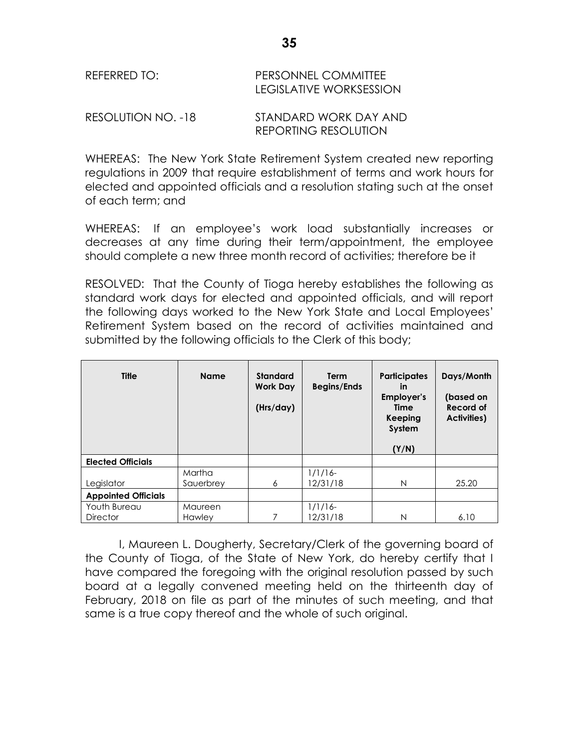REFERRED TO: PERSONNEL COMMITTEE
LEGISLATIVE WORKSESSION

RESOLUTION NO. -18 STANDARD WORK DAY AND REPORTING RESOLUTION

WHEREAS: The New York State Retirement System created new reporting regulations in 2009 that require establishment of terms and work hours for elected and appointed officials and a resolution stating such at the onset of each term; and

WHEREAS: If an employee's work load substantially increases or decreases at any time during their term/appointment, the employee should complete a new three month record of activities; therefore be it

RESOLVED: That the County of Tioga hereby establishes the following as standard work days for elected and appointed officials, and will report the following days worked to the New York State and Local Employees' Retirement System based on the record of activities maintained and submitted by the following officials to the Clerk of this body;

| Title | Name | Standard Work Day (Hrs/day) | Term Begins/Ends | Participates in Employer's Time Keeping System (Y/N) | Days/Month (based on Record of Activities) |
|---|---|---|---|---|---|
| **Elected Officials** | | | | | |
| Legislator | Martha Sauerbrey | 6 | 1/1/16-12/31/18 | N | 25.20 |
| **Appointed Officials** | | | | | |
| Youth Bureau Director | Maureen Hawley | 7 | 1/1/16-12/31/18 | N | 6.10 |

I, Maureen L. Dougherty, Secretary/Clerk of the governing board of the County of Tioga, of the State of New York, do hereby certify that I have compared the foregoing with the original resolution passed by such board at a legally convened meeting held on the thirteenth day of February, 2018 on file as part of the minutes of such meeting, and that same is a true copy thereof and the whole of such original.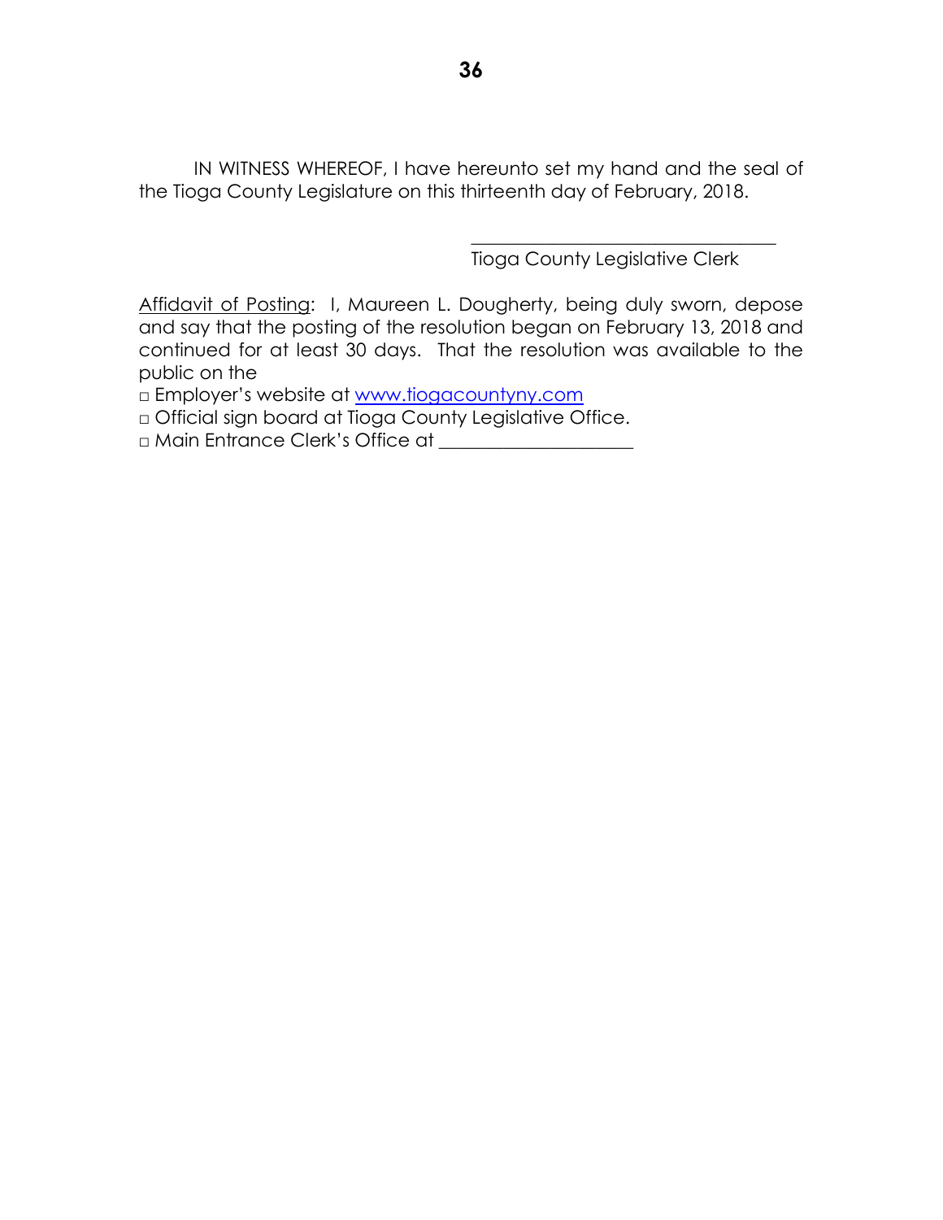IN WITNESS WHEREOF, I have hereunto set my hand and the seal of the Tioga County Legislature on this thirteenth day of February, 2018.

\_\_\_\_\_\_\_\_\_\_\_\_\_\_\_\_\_\_\_\_\_\_\_\_\_\_\_\_\_\_\_\_\_

Tioga County Legislative Clerk

Affidavit of Posting: I, Maureen L. Dougherty, being duly sworn, depose and say that the posting of the resolution began on February 13, 2018 and continued for at least 30 days. That the resolution was available to the public on the

□ Employer's website at www.tiogacountyny.com

□ Official sign board at Tioga County Legislative Office.

□ Main Entrance Clerk's Office at \_\_\_\_\_\_\_\_\_\_\_\_\_\_\_\_\_\_\_\_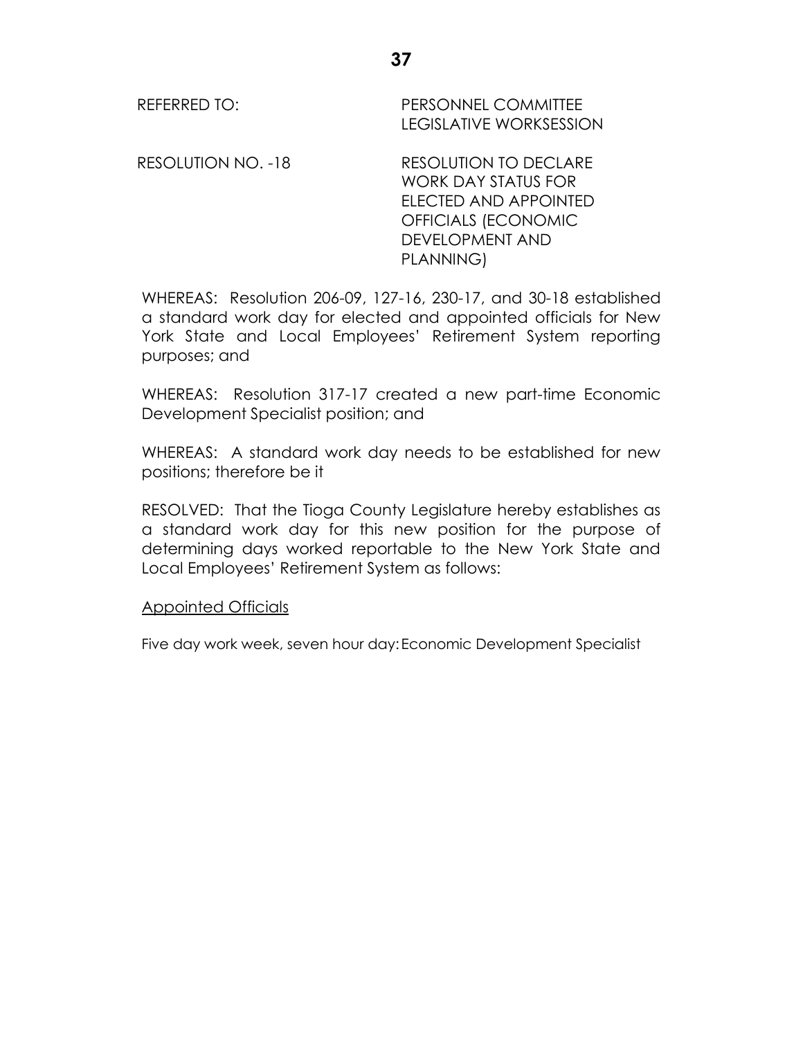REFERRED TO: PERSONNEL COMMITTEE
LEGISLATIVE WORKSESSION

RESOLUTION NO. -18 RESOLUTION TO DECLARE WORK DAY STATUS FOR ELECTED AND APPOINTED OFFICIALS (ECONOMIC DEVELOPMENT AND PLANNING)

WHEREAS: Resolution 206-09, 127-16, 230-17, and 30-18 established a standard work day for elected and appointed officials for New York State and Local Employees' Retirement System reporting purposes; and

WHEREAS: Resolution 317-17 created a new part-time Economic Development Specialist position; and

WHEREAS: A standard work day needs to be established for new positions; therefore be it

RESOLVED: That the Tioga County Legislature hereby establishes as a standard work day for this new position for the purpose of determining days worked reportable to the New York State and Local Employees' Retirement System as follows:

<u>Appointed Officials</u>

Five day work week, seven hour day: Economic Development Specialist